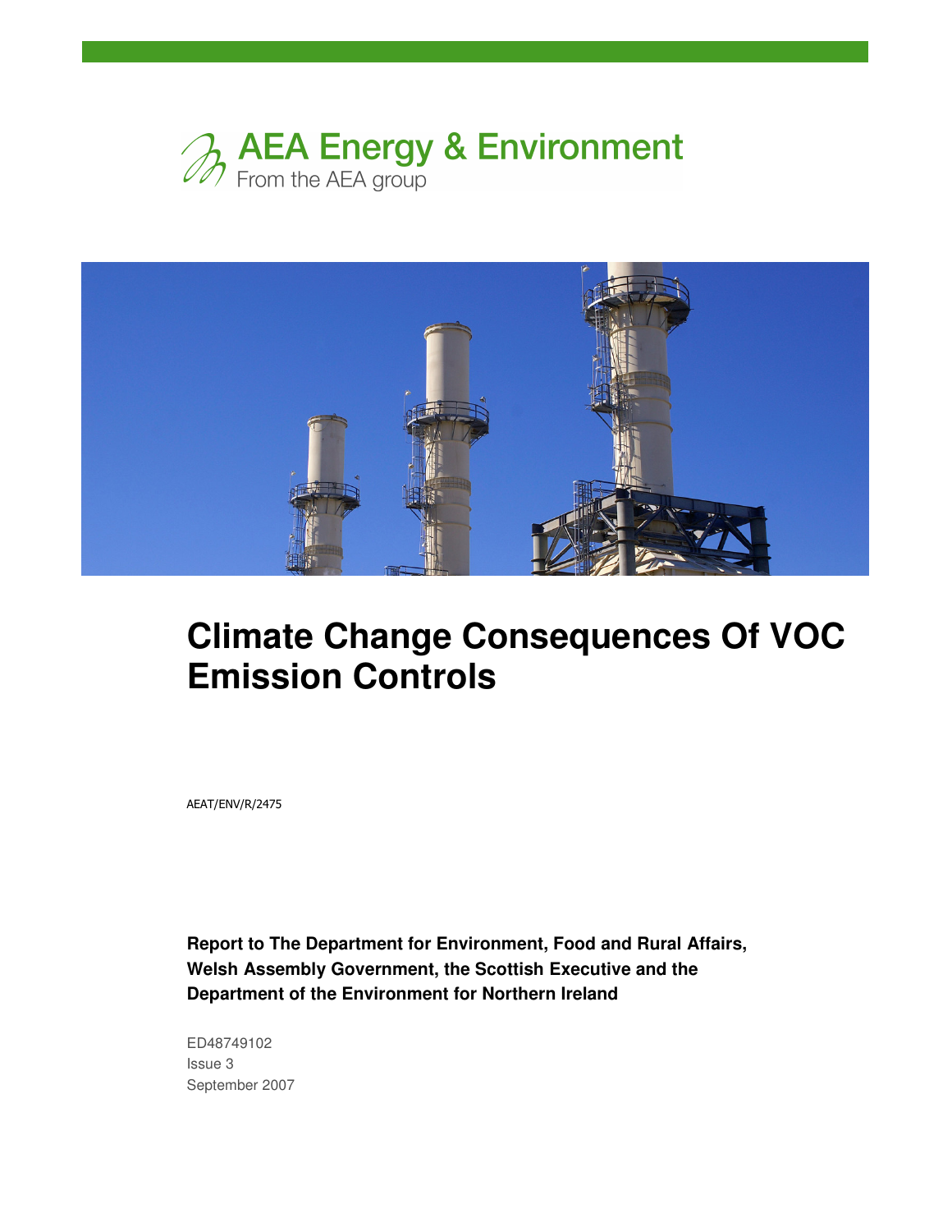AEA Energy & Environment

From the AEA group

# Climate Change Consequences Of VOC Emission Controls

AEAT/ENV/R/2475

**Report to The Department for Environment, Food and Rural Affairs, Welsh Assembly Government, the Scottish Executive and the Department of the Environment for Northern Ireland**

ED48749102

Issue 3

September 2007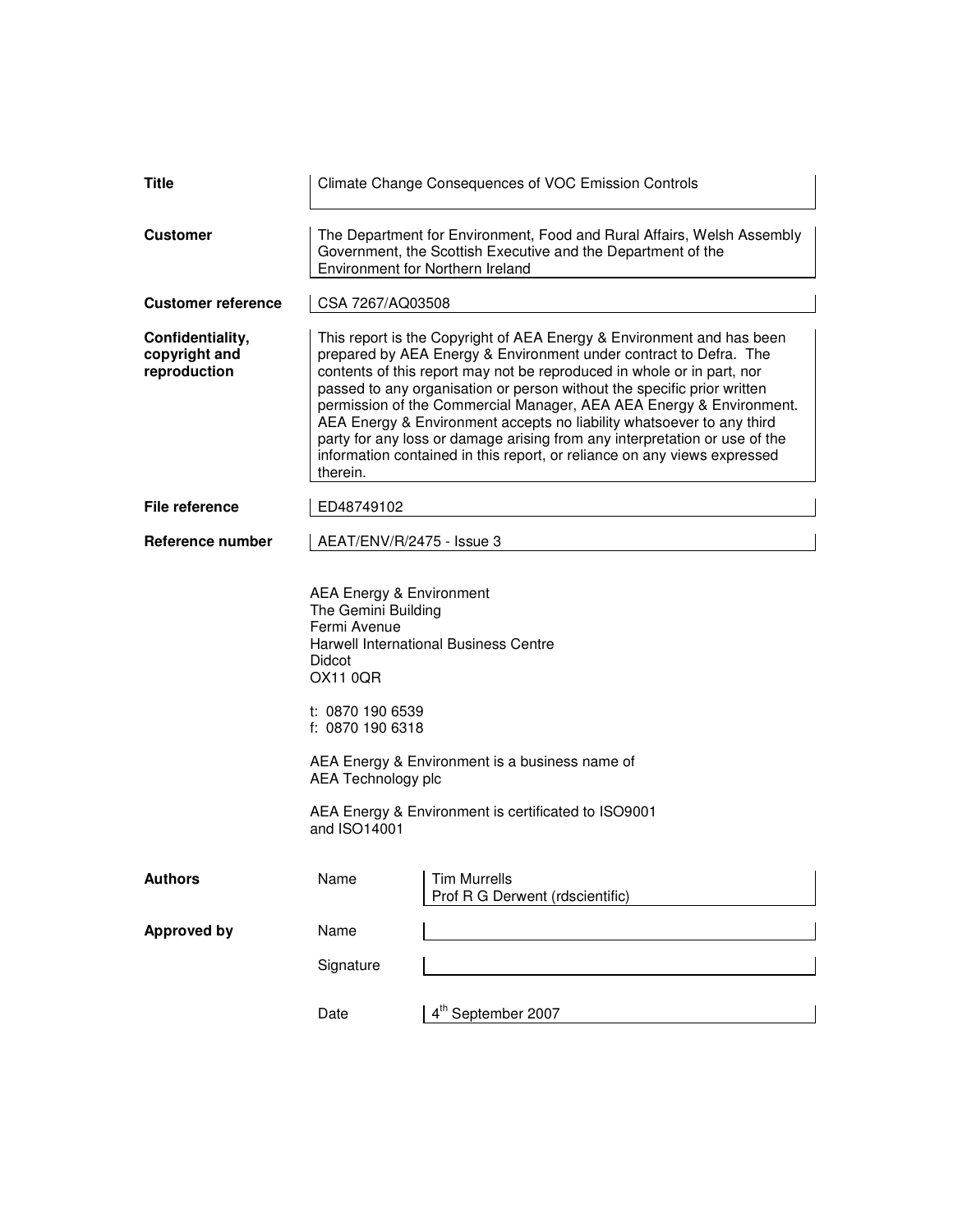| | |
|---|---|
| **Title** | Climate Change Consequences of VOC Emission Controls |
| **Customer** | The Department for Environment, Food and Rural Affairs, Welsh Assembly Government, the Scottish Executive and the Department of the Environment for Northern Ireland |
| **Customer reference** | CSA 7267/AQ03508 |
| **Confidentiality, copyright and reproduction** | This report is the Copyright of AEA Energy & Environment and has been prepared by AEA Energy & Environment under contract to Defra. The contents of this report may not be reproduced in whole or in part, nor passed to any organisation or person without the specific prior written permission of the Commercial Manager, AEA AEA Energy & Environment. AEA Energy & Environment accepts no liability whatsoever to any third party for any loss or damage arising from any interpretation or use of the information contained in this report, or reliance on any views expressed therein. |
| **File reference** | ED48749102 |
| **Reference number** | AEAT/ENV/R/2475 - Issue 3 |

AEA Energy & Environment
The Gemini Building
Fermi Avenue
Harwell International Business Centre
Didcot
OX11 0QR

t: 0870 190 6539
f: 0870 190 6318

AEA Energy & Environment is a business name of AEA Technology plc

AEA Energy & Environment is certificated to ISO9001 and ISO14001

| | | |
|---|---|---|
| **Authors** | Name | Tim Murrells<br>Prof R G Derwent (rdscientific) |
| **Approved by** | Name | |
| | Signature | |
| | Date | 4th September 2007 |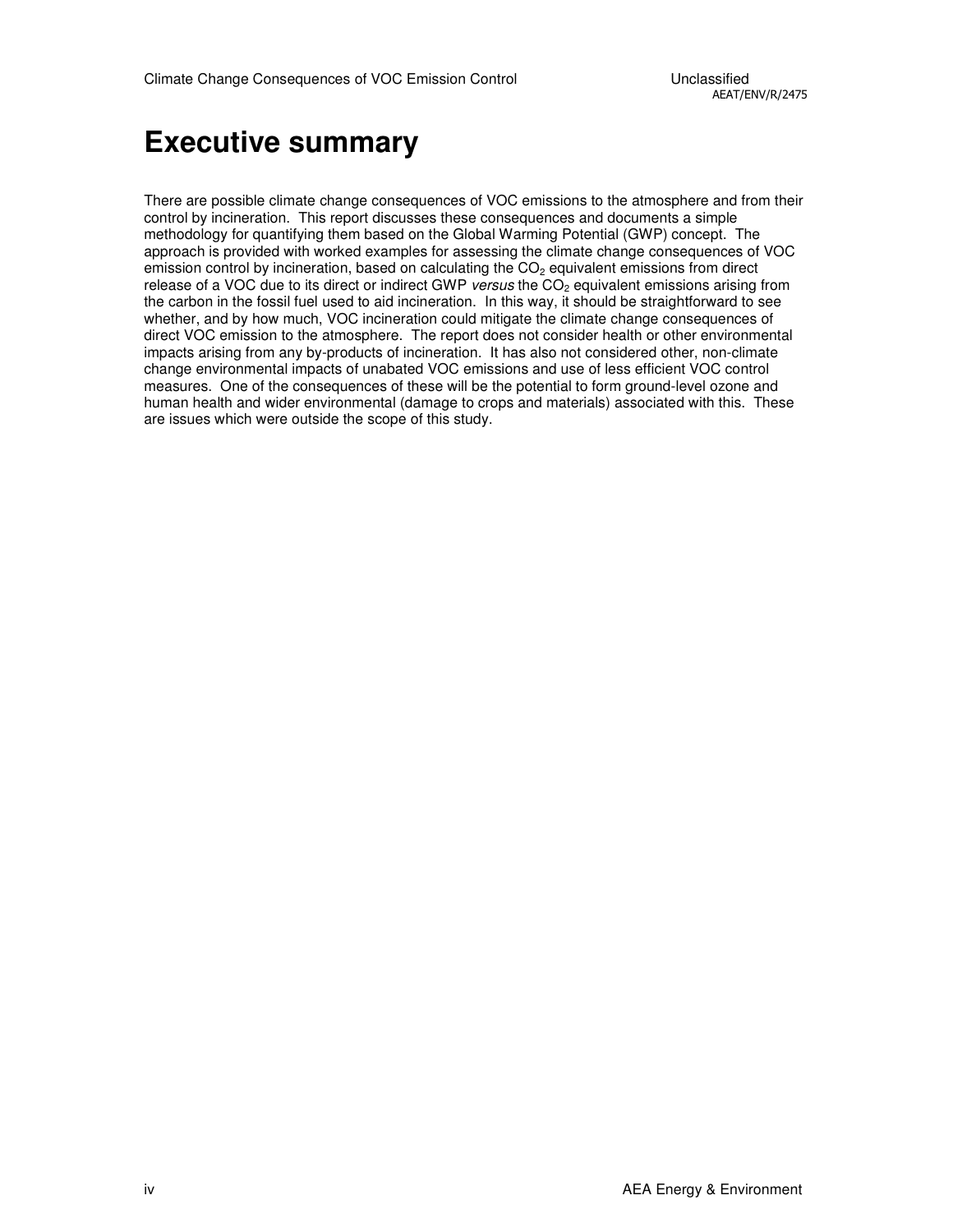# Executive summary

There are possible climate change consequences of VOC emissions to the atmosphere and from their control by incineration. This report discusses these consequences and documents a simple methodology for quantifying them based on the Global Warming Potential (GWP) concept. The approach is provided with worked examples for assessing the climate change consequences of VOC emission control by incineration, based on calculating the $CO_2$ equivalent emissions from direct release of a VOC due to its direct or indirect GWP *versus* the $CO_2$ equivalent emissions arising from the carbon in the fossil fuel used to aid incineration. In this way, it should be straightforward to see whether, and by how much, VOC incineration could mitigate the climate change consequences of direct VOC emission to the atmosphere. The report does not consider health or other environmental impacts arising from any by-products of incineration. It has also not considered other, non-climate change environmental impacts of unabated VOC emissions and use of less efficient VOC control measures. One of the consequences of these will be the potential to form ground-level ozone and human health and wider environmental (damage to crops and materials) associated with this. These are issues which were outside the scope of this study.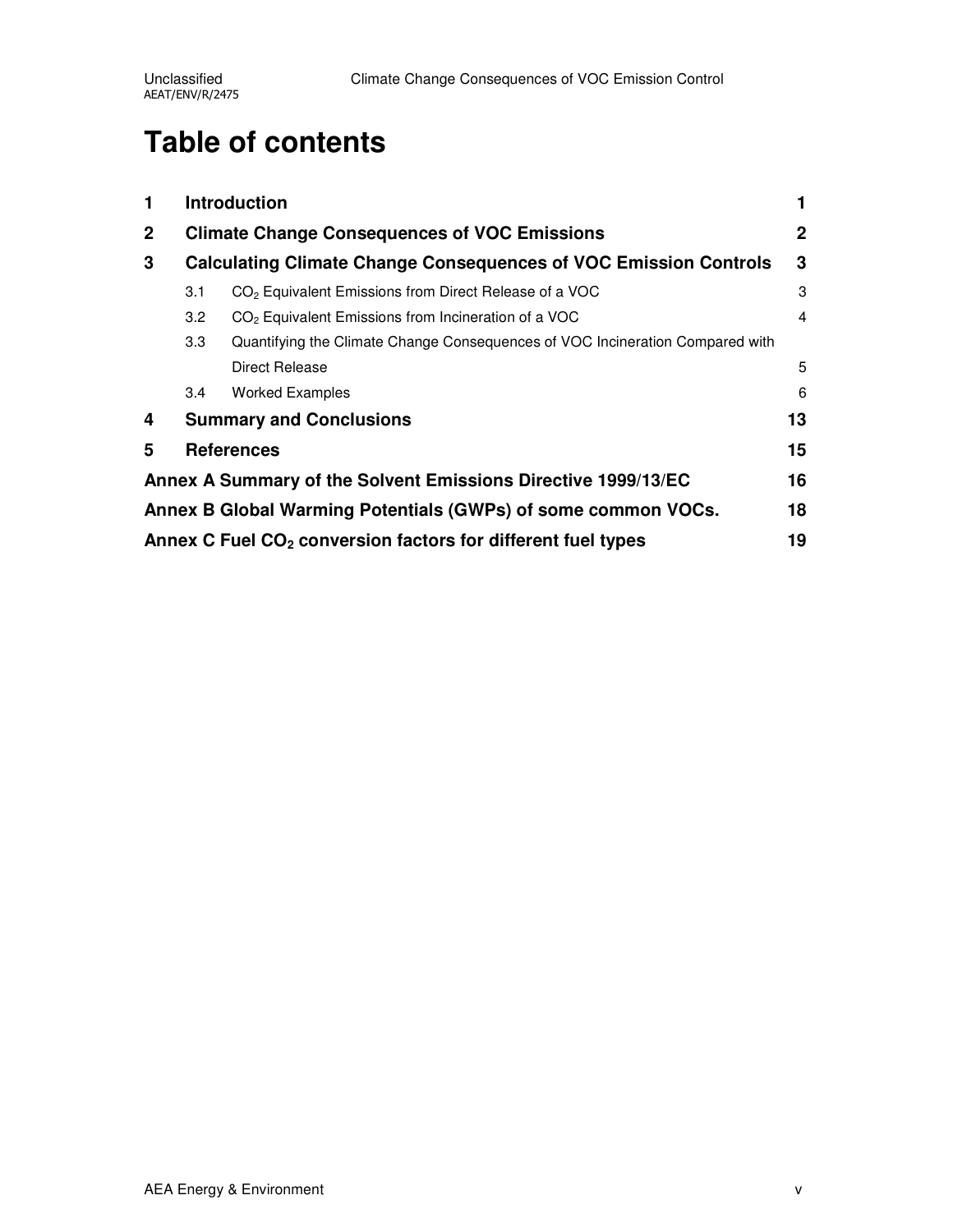# Table of contents

| | | |
|---|---|---|
| **1** | **Introduction** | **1** |
| **2** | **Climate Change Consequences of VOC Emissions** | **2** |
| **3** | **Calculating Climate Change Consequences of VOC Emission Controls** | **3** |
| 3.1 | $CO_2$ Equivalent Emissions from Direct Release of a VOC | 3 |
| 3.2 | $CO_2$ Equivalent Emissions from Incineration of a VOC | 4 |
| 3.3 | Quantifying the Climate Change Consequences of VOC Incineration Compared with Direct Release | 5 |
| 3.4 | Worked Examples | 6 |
| **4** | **Summary and Conclusions** | **13** |
| **5** | **References** | **15** |
| | **Annex A Summary of the Solvent Emissions Directive 1999/13/EC** | **16** |
| | **Annex B Global Warming Potentials (GWPs) of some common VOCs.** | **18** |
| | **Annex C Fuel $CO_2$ conversion factors for different fuel types** | **19** |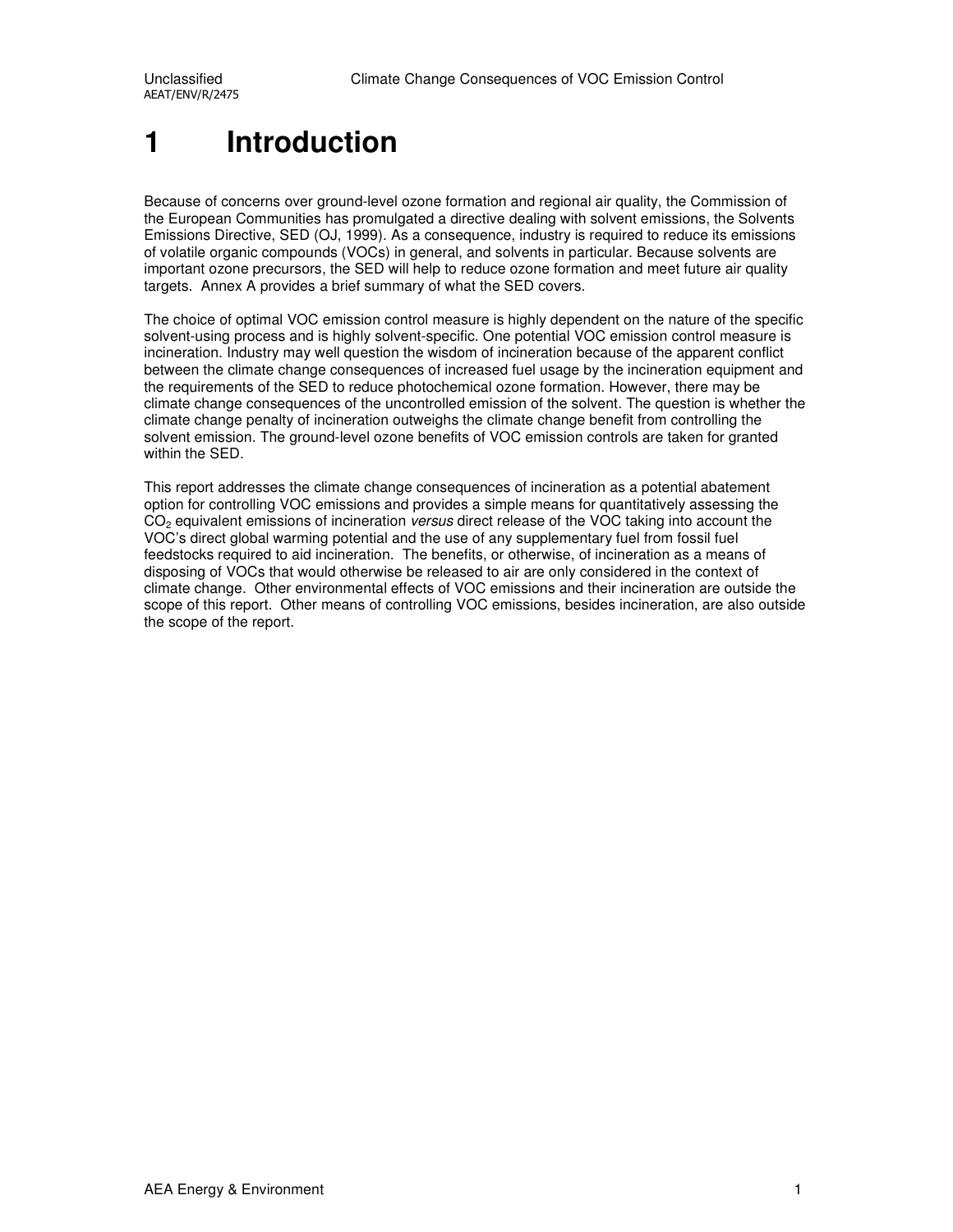# 1 Introduction

Because of concerns over ground-level ozone formation and regional air quality, the Commission of the European Communities has promulgated a directive dealing with solvent emissions, the Solvents Emissions Directive, SED (OJ, 1999). As a consequence, industry is required to reduce its emissions of volatile organic compounds (VOCs) in general, and solvents in particular. Because solvents are important ozone precursors, the SED will help to reduce ozone formation and meet future air quality targets. Annex A provides a brief summary of what the SED covers.

The choice of optimal VOC emission control measure is highly dependent on the nature of the specific solvent-using process and is highly solvent-specific. One potential VOC emission control measure is incineration. Industry may well question the wisdom of incineration because of the apparent conflict between the climate change consequences of increased fuel usage by the incineration equipment and the requirements of the SED to reduce photochemical ozone formation. However, there may be climate change consequences of the uncontrolled emission of the solvent. The question is whether the climate change penalty of incineration outweighs the climate change benefit from controlling the solvent emission. The ground-level ozone benefits of VOC emission controls are taken for granted within the SED.

This report addresses the climate change consequences of incineration as a potential abatement option for controlling VOC emissions and provides a simple means for quantitatively assessing the $CO_2$ equivalent emissions of incineration *versus* direct release of the VOC taking into account the VOC's direct global warming potential and the use of any supplementary fuel from fossil fuel feedstocks required to aid incineration. The benefits, or otherwise, of incineration as a means of disposing of VOCs that would otherwise be released to air are only considered in the context of climate change. Other environmental effects of VOC emissions and their incineration are outside the scope of this report. Other means of controlling VOC emissions, besides incineration, are also outside the scope of the report.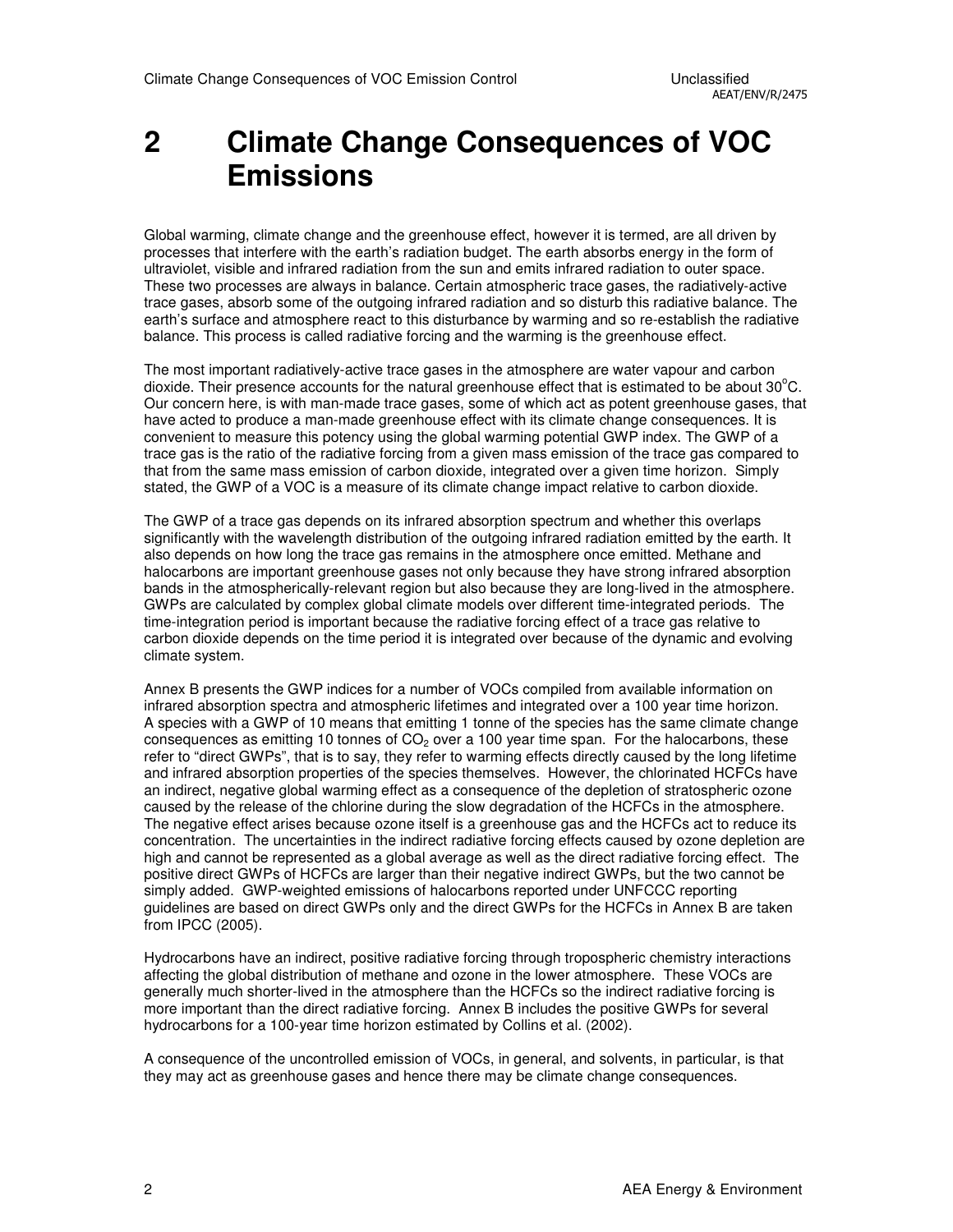# 2 Climate Change Consequences of VOC Emissions

Global warming, climate change and the greenhouse effect, however it is termed, are all driven by processes that interfere with the earth's radiation budget. The earth absorbs energy in the form of ultraviolet, visible and infrared radiation from the sun and emits infrared radiation to outer space. These two processes are always in balance. Certain atmospheric trace gases, the radiatively-active trace gases, absorb some of the outgoing infrared radiation and so disturb this radiative balance. The earth's surface and atmosphere react to this disturbance by warming and so re-establish the radiative balance. This process is called radiative forcing and the warming is the greenhouse effect.

The most important radiatively-active trace gases in the atmosphere are water vapour and carbon dioxide. Their presence accounts for the natural greenhouse effect that is estimated to be about 30°C. Our concern here, is with man-made trace gases, some of which act as potent greenhouse gases, that have acted to produce a man-made greenhouse effect with its climate change consequences. It is convenient to measure this potency using the global warming potential GWP index. The GWP of a trace gas is the ratio of the radiative forcing from a given mass emission of the trace gas compared to that from the same mass emission of carbon dioxide, integrated over a given time horizon. Simply stated, the GWP of a VOC is a measure of its climate change impact relative to carbon dioxide.

The GWP of a trace gas depends on its infrared absorption spectrum and whether this overlaps significantly with the wavelength distribution of the outgoing infrared radiation emitted by the earth. It also depends on how long the trace gas remains in the atmosphere once emitted. Methane and halocarbons are important greenhouse gases not only because they have strong infrared absorption bands in the atmospherically-relevant region but also because they are long-lived in the atmosphere. GWPs are calculated by complex global climate models over different time-integrated periods. The time-integration period is important because the radiative forcing effect of a trace gas relative to carbon dioxide depends on the time period it is integrated over because of the dynamic and evolving climate system.

Annex B presents the GWP indices for a number of VOCs compiled from available information on infrared absorption spectra and atmospheric lifetimes and integrated over a 100 year time horizon. A species with a GWP of 10 means that emitting 1 tonne of the species has the same climate change consequences as emitting 10 tonnes of $CO_2$ over a 100 year time span. For the halocarbons, these refer to "direct GWPs", that is to say, they refer to warming effects directly caused by the long lifetime and infrared absorption properties of the species themselves. However, the chlorinated HCFCs have an indirect, negative global warming effect as a consequence of the depletion of stratospheric ozone caused by the release of the chlorine during the slow degradation of the HCFCs in the atmosphere. The negative effect arises because ozone itself is a greenhouse gas and the HCFCs act to reduce its concentration. The uncertainties in the indirect radiative forcing effects caused by ozone depletion are high and cannot be represented as a global average as well as the direct radiative forcing effect. The positive direct GWPs of HCFCs are larger than their negative indirect GWPs, but the two cannot be simply added. GWP-weighted emissions of halocarbons reported under UNFCCC reporting guidelines are based on direct GWPs only and the direct GWPs for the HCFCs in Annex B are taken from IPCC (2005).

Hydrocarbons have an indirect, positive radiative forcing through tropospheric chemistry interactions affecting the global distribution of methane and ozone in the lower atmosphere. These VOCs are generally much shorter-lived in the atmosphere than the HCFCs so the indirect radiative forcing is more important than the direct radiative forcing. Annex B includes the positive GWPs for several hydrocarbons for a 100-year time horizon estimated by Collins et al. (2002).

A consequence of the uncontrolled emission of VOCs, in general, and solvents, in particular, is that they may act as greenhouse gases and hence there may be climate change consequences.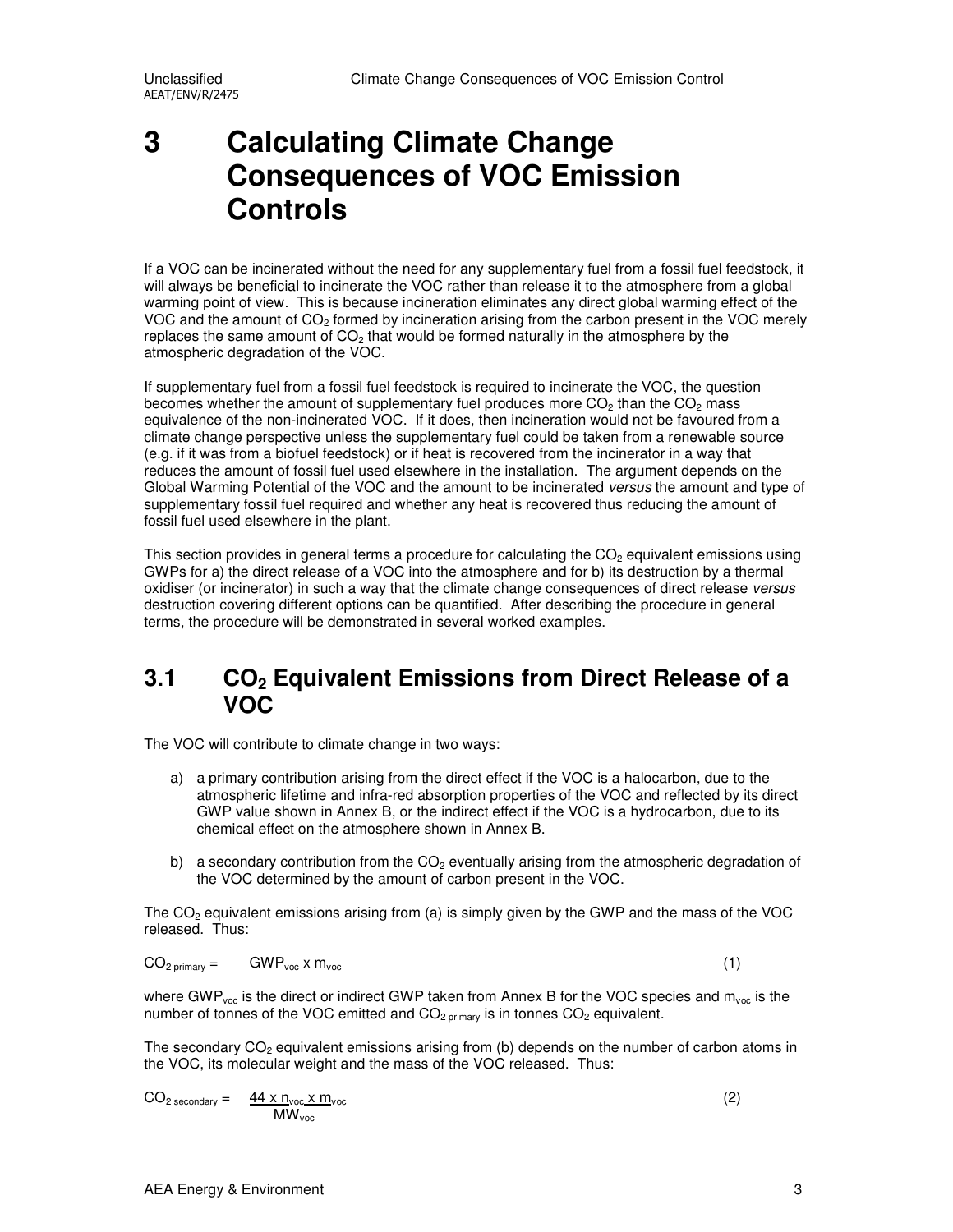# 3 Calculating Climate Change Consequences of VOC Emission Controls

If a VOC can be incinerated without the need for any supplementary fuel from a fossil fuel feedstock, it will always be beneficial to incinerate the VOC rather than release it to the atmosphere from a global warming point of view. This is because incineration eliminates any direct global warming effect of the VOC and the amount of $CO_2$ formed by incineration arising from the carbon present in the VOC merely replaces the same amount of $CO_2$ that would be formed naturally in the atmosphere by the atmospheric degradation of the VOC.

If supplementary fuel from a fossil fuel feedstock is required to incinerate the VOC, the question becomes whether the amount of supplementary fuel produces more $CO_2$ than the $CO_2$ mass equivalence of the non-incinerated VOC. If it does, then incineration would not be favoured from a climate change perspective unless the supplementary fuel could be taken from a renewable source (e.g. if it was from a biofuel feedstock) or if heat is recovered from the incinerator in a way that reduces the amount of fossil fuel used elsewhere in the installation. The argument depends on the Global Warming Potential of the VOC and the amount to be incinerated *versus* the amount and type of supplementary fossil fuel required and whether any heat is recovered thus reducing the amount of fossil fuel used elsewhere in the plant.

This section provides in general terms a procedure for calculating the $CO_2$ equivalent emissions using GWPs for a) the direct release of a VOC into the atmosphere and for b) its destruction by a thermal oxidiser (or incinerator) in such a way that the climate change consequences of direct release *versus* destruction covering different options can be quantified. After describing the procedure in general terms, the procedure will be demonstrated in several worked examples.

## 3.1 $CO_2$ Equivalent Emissions from Direct Release of a VOC

The VOC will contribute to climate change in two ways:

a) a primary contribution arising from the direct effect if the VOC is a halocarbon, due to the atmospheric lifetime and infra-red absorption properties of the VOC and reflected by its direct GWP value shown in Annex B, or the indirect effect if the VOC is a hydrocarbon, due to its chemical effect on the atmosphere shown in Annex B.

b) a secondary contribution from the $CO_2$ eventually arising from the atmospheric degradation of the VOC determined by the amount of carbon present in the VOC.

The $CO_2$ equivalent emissions arising from (a) is simply given by the GWP and the mass of the VOC released. Thus:

$$CO_{2\ primary} = GWP_{voc} \times m_{voc} \qquad (1)$$

where $GWP_{voc}$ is the direct or indirect GWP taken from Annex B for the VOC species and $m_{voc}$ is the number of tonnes of the VOC emitted and $CO_{2\ primary}$ is in tonnes $CO_2$ equivalent.

The secondary $CO_2$ equivalent emissions arising from (b) depends on the number of carbon atoms in the VOC, its molecular weight and the mass of the VOC released. Thus:

$$CO_{2\ secondary} = \frac{44 \times n_{voc} \times m_{voc}}{MW_{voc}} \qquad (2)$$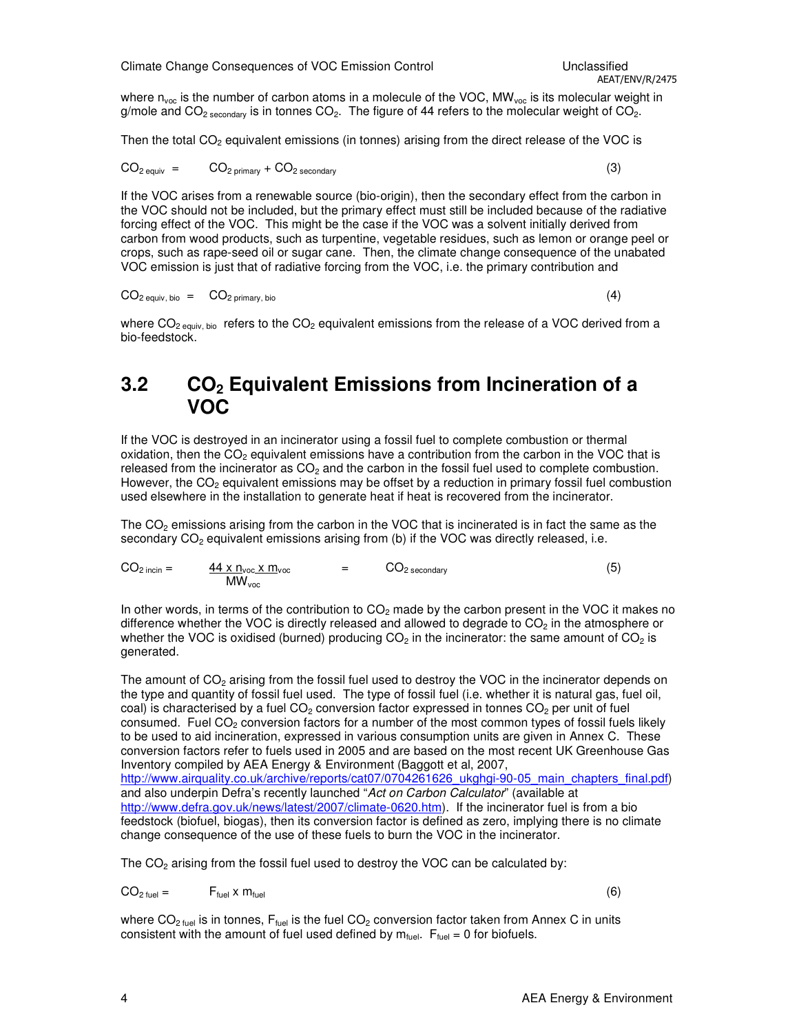where $n_{voc}$ is the number of carbon atoms in a molecule of the VOC, $MW_{voc}$ is its molecular weight in g/mole and $CO_{2\ secondary}$ is in tonnes $CO_2$. The figure of 44 refers to the molecular weight of $CO_2$.

Then the total $CO_2$ equivalent emissions (in tonnes) arising from the direct release of the VOC is

$$CO_{2\ equiv} = CO_{2\ primary} + CO_{2\ secondary} \quad (3)$$

If the VOC arises from a renewable source (bio-origin), then the secondary effect from the carbon in the VOC should not be included, but the primary effect must still be included because of the radiative forcing effect of the VOC. This might be the case if the VOC was a solvent initially derived from carbon from wood products, such as turpentine, vegetable residues, such as lemon or orange peel or crops, such as rape-seed oil or sugar cane. Then, the climate change consequence of the unabated VOC emission is just that of radiative forcing from the VOC, i.e. the primary contribution and

$$CO_{2\ equiv,\ bio} = CO_{2\ primary,\ bio} \quad (4)$$

where $CO_{2\ equiv,\ bio}$ refers to the $CO_2$ equivalent emissions from the release of a VOC derived from a bio-feedstock.

## 3.2 $CO_2$ Equivalent Emissions from Incineration of a VOC

If the VOC is destroyed in an incinerator using a fossil fuel to complete combustion or thermal oxidation, then the $CO_2$ equivalent emissions have a contribution from the carbon in the VOC that is released from the incinerator as $CO_2$ and the carbon in the fossil fuel used to complete combustion. However, the $CO_2$ equivalent emissions may be offset by a reduction in primary fossil fuel combustion used elsewhere in the installation to generate heat if heat is recovered from the incinerator.

The $CO_2$ emissions arising from the carbon in the VOC that is incinerated is in fact the same as the secondary $CO_2$ equivalent emissions arising from (b) if the VOC was directly released, i.e.

$$CO_{2\ incin} = \frac{44 \times n_{voc} \times m_{voc}}{MW_{voc}} = CO_{2\ secondary} \quad (5)$$

In other words, in terms of the contribution to $CO_2$ made by the carbon present in the VOC it makes no difference whether the VOC is directly released and allowed to degrade to $CO_2$ in the atmosphere or whether the VOC is oxidised (burned) producing $CO_2$ in the incinerator: the same amount of $CO_2$ is generated.

The amount of $CO_2$ arising from the fossil fuel used to destroy the VOC in the incinerator depends on the type and quantity of fossil fuel used. The type of fossil fuel (i.e. whether it is natural gas, fuel oil, coal) is characterised by a fuel $CO_2$ conversion factor expressed in tonnes $CO_2$ per unit of fuel consumed. Fuel $CO_2$ conversion factors for a number of the most common types of fossil fuels likely to be used to aid incineration, expressed in various consumption units are given in Annex C. These conversion factors refer to fuels used in 2005 and are based on the most recent UK Greenhouse Gas Inventory compiled by AEA Energy & Environment (Baggott et al, 2007, http://www.airquality.co.uk/archive/reports/cat07/0704261626_ukghgi-90-05_main_chapters_final.pdf) and also underpin Defra's recently launched "*Act on Carbon Calculator*" (available at http://www.defra.gov.uk/news/latest/2007/climate-0620.htm). If the incinerator fuel is from a bio feedstock (biofuel, biogas), then its conversion factor is defined as zero, implying there is no climate change consequence of the use of these fuels to burn the VOC in the incinerator.

The $CO_2$ arising from the fossil fuel used to destroy the VOC can be calculated by:

$$CO_{2\ fuel} = F_{fuel} \times m_{fuel} \quad (6)$$

where $CO_{2\ fuel}$ is in tonnes, $F_{fuel}$ is the fuel $CO_2$ conversion factor taken from Annex C in units consistent with the amount of fuel used defined by $m_{fuel}$. $F_{fuel} = 0$ for biofuels.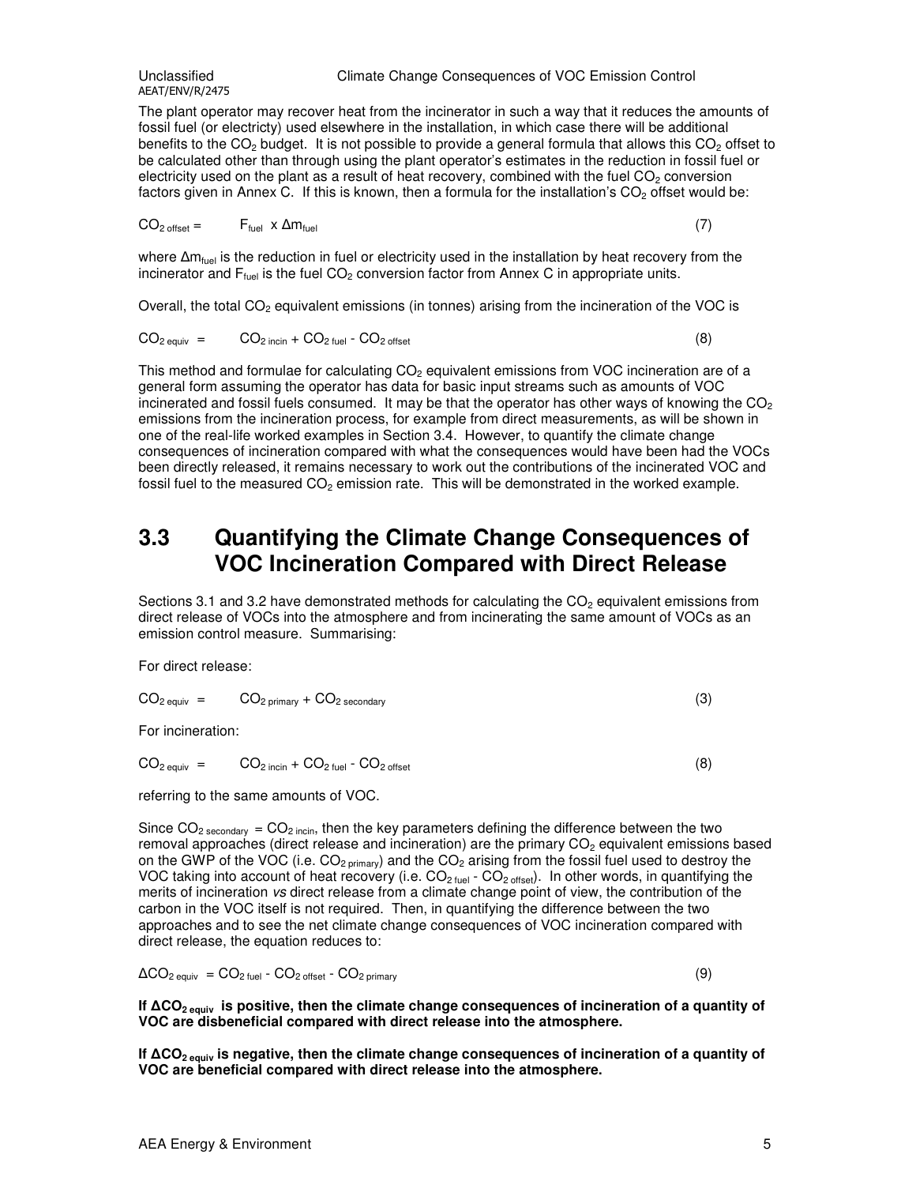The plant operator may recover heat from the incinerator in such a way that it reduces the amounts of fossil fuel (or electricty) used elsewhere in the installation, in which case there will be additional benefits to the $CO_2$ budget. It is not possible to provide a general formula that allows this $CO_2$ offset to be calculated other than through using the plant operator's estimates in the reduction in fossil fuel or electricity used on the plant as a result of heat recovery, combined with the fuel $CO_2$ conversion factors given in Annex C. If this is known, then a formula for the installation's $CO_2$ offset would be:

$$CO_{2\,offset} = F_{fuel} \times \Delta m_{fuel} \qquad (7)$$

where $\Delta m_{fuel}$ is the reduction in fuel or electricity used in the installation by heat recovery from the incinerator and $F_{fuel}$ is the fuel $CO_2$ conversion factor from Annex C in appropriate units.

Overall, the total $CO_2$ equivalent emissions (in tonnes) arising from the incineration of the VOC is

$$CO_{2\,equiv} = CO_{2\,incin} + CO_{2\,fuel} - CO_{2\,offset} \qquad (8)$$

This method and formulae for calculating $CO_2$ equivalent emissions from VOC incineration are of a general form assuming the operator has data for basic input streams such as amounts of VOC incinerated and fossil fuels consumed. It may be that the operator has other ways of knowing the $CO_2$ emissions from the incineration process, for example from direct measurements, as will be shown in one of the real-life worked examples in Section 3.4. However, to quantify the climate change consequences of incineration compared with what the consequences would have been had the VOCs been directly released, it remains necessary to work out the contributions of the incinerated VOC and fossil fuel to the measured $CO_2$ emission rate. This will be demonstrated in the worked example.

## 3.3 Quantifying the Climate Change Consequences of VOC Incineration Compared with Direct Release

Sections 3.1 and 3.2 have demonstrated methods for calculating the $CO_2$ equivalent emissions from direct release of VOCs into the atmosphere and from incinerating the same amount of VOCs as an emission control measure. Summarising:

For direct release:

$$CO_{2\,equiv} = CO_{2\,primary} + CO_{2\,secondary} \qquad (3)$$

For incineration:

$$CO_{2\,equiv} = CO_{2\,incin} + CO_{2\,fuel} - CO_{2\,offset} \qquad (8)$$

referring to the same amounts of VOC.

Since $CO_{2\,secondary} = CO_{2\,incin}$, then the key parameters defining the difference between the two removal approaches (direct release and incineration) are the primary $CO_2$ equivalent emissions based on the GWP of the VOC (i.e. $CO_{2\,primary}$) and the $CO_2$ arising from the fossil fuel used to destroy the VOC taking into account of heat recovery (i.e. $CO_{2\,fuel} - CO_{2\,offset}$). In other words, in quantifying the merits of incineration *vs* direct release from a climate change point of view, the contribution of the carbon in the VOC itself is not required. Then, in quantifying the difference between the two approaches and to see the net climate change consequences of VOC incineration compared with direct release, the equation reduces to:

$$\Delta CO_{2\,equiv} = CO_{2\,fuel} - CO_{2\,offset} - CO_{2\,primary} \qquad (9)$$

**If $\Delta CO_{2\,equiv}$ is positive, then the climate change consequences of incineration of a quantity of VOC are disbeneficial compared with direct release into the atmosphere.**

**If $\Delta CO_{2\,equiv}$ is negative, then the climate change consequences of incineration of a quantity of VOC are beneficial compared with direct release into the atmosphere.**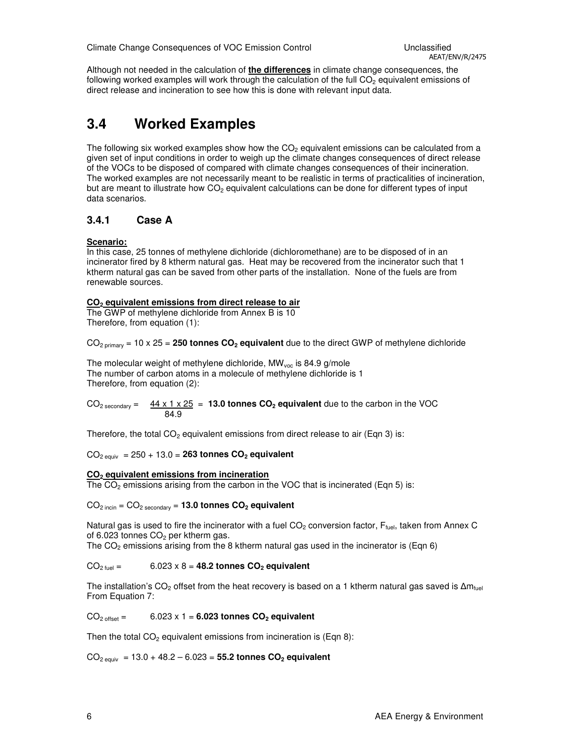Although not needed in the calculation of **the differences** in climate change consequences, the following worked examples will work through the calculation of the full $CO_2$ equivalent emissions of direct release and incineration to see how this is done with relevant input data.

## 3.4 Worked Examples

The following six worked examples show how the $CO_2$ equivalent emissions can be calculated from a given set of input conditions in order to weigh up the climate changes consequences of direct release of the VOCs to be disposed of compared with climate changes consequences of their incineration. The worked examples are not necessarily meant to be realistic in terms of practicalities of incineration, but are meant to illustrate how $CO_2$ equivalent calculations can be done for different types of input data scenarios.

### 3.4.1 Case A

**Scenario:**

In this case, 25 tonnes of methylene dichloride (dichloromethane) are to be disposed of in an incinerator fired by 8 ktherm natural gas. Heat may be recovered from the incinerator such that 1 ktherm natural gas can be saved from other parts of the installation. None of the fuels are from renewable sources.

**$CO_2$ equivalent emissions from direct release to air**

The GWP of methylene dichloride from Annex B is 10

Therefore, from equation (1):

$CO_{2\ primary}$ = 10 x 25 = **250 tonnes $CO_2$ equivalent** due to the direct GWP of methylene dichloride

The molecular weight of methylene dichloride, $MW_{voc}$ is 84.9 g/mole

The number of carbon atoms in a molecule of methylene dichloride is 1

Therefore, from equation (2):

$CO_{2\ secondary} = \dfrac{44 \times 1 \times 25}{84.9}$ = **13.0 tonnes $CO_2$ equivalent** due to the carbon in the VOC

Therefore, the total $CO_2$ equivalent emissions from direct release to air (Eqn 3) is:

$CO_{2\ equiv}$ = 250 + 13.0 = **263 tonnes $CO_2$ equivalent**

**$CO_2$ equivalent emissions from incineration**

The $CO_2$ emissions arising from the carbon in the VOC that is incinerated (Eqn 5) is:

$CO_{2\ incin} = CO_{2\ secondary}$ = **13.0 tonnes $CO_2$ equivalent**

Natural gas is used to fire the incinerator with a fuel $CO_2$ conversion factor, $F_{fuel}$, taken from Annex C of 6.023 tonnes $CO_2$ per ktherm gas.

The $CO_2$ emissions arising from the 8 ktherm natural gas used in the incinerator is (Eqn 6)

$CO_{2\ fuel}$ = 6.023 x 8 = **48.2 tonnes $CO_2$ equivalent**

The installation's $CO_2$ offset from the heat recovery is based on a 1 ktherm natural gas saved is $\Delta m_{fuel}$ From Equation 7:

$CO_{2\ offset}$ = 6.023 x 1 = **6.023 tonnes $CO_2$ equivalent**

Then the total $CO_2$ equivalent emissions from incineration is (Eqn 8):

$CO_{2\ equiv}$ = 13.0 + 48.2 – 6.023 = **55.2 tonnes $CO_2$ equivalent**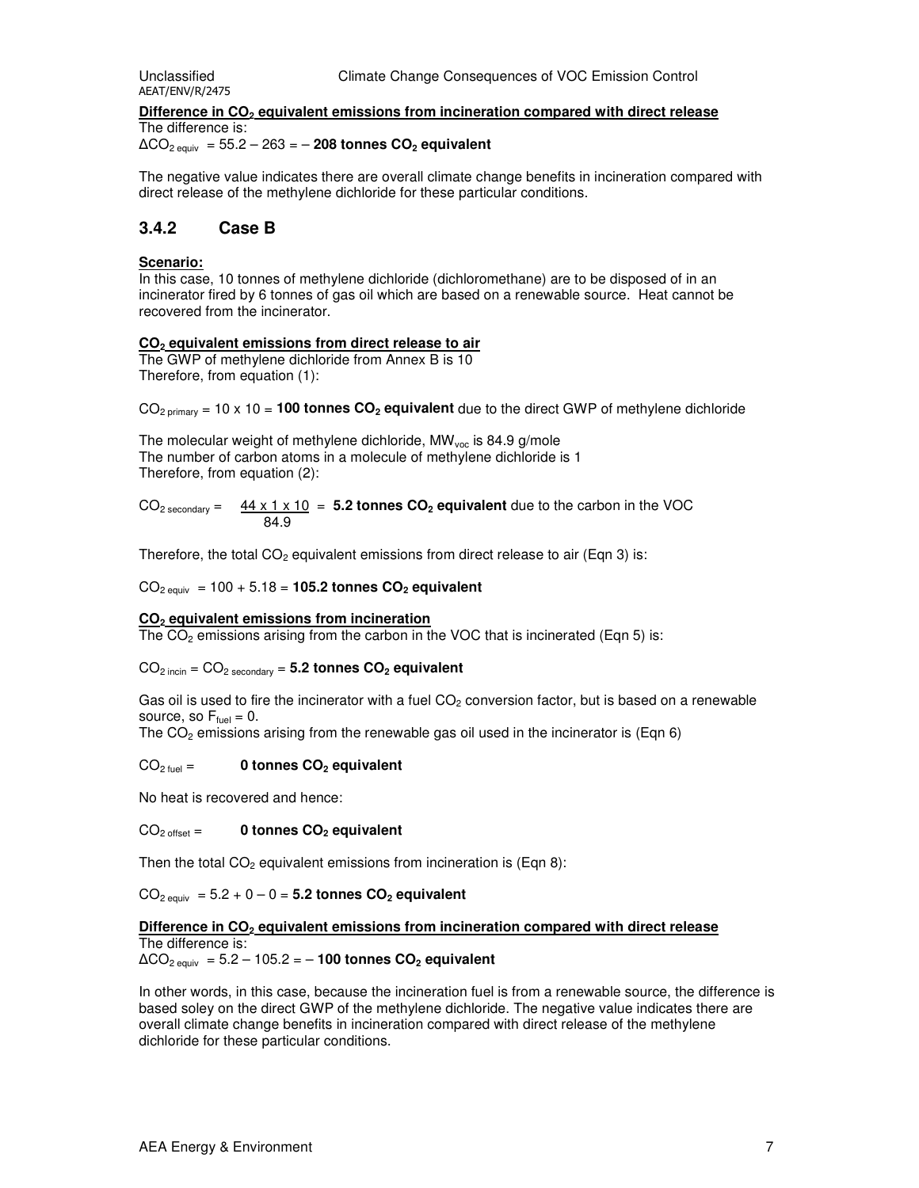**Difference in $CO_2$ equivalent emissions from incineration compared with direct release**

The difference is:

$\Delta CO_{2\ equiv}$ = 55.2 – 263 = – **208 tonnes $CO_2$ equivalent**

The negative value indicates there are overall climate change benefits in incineration compared with direct release of the methylene dichloride for these particular conditions.

### 3.4.2 Case B

**Scenario:**

In this case, 10 tonnes of methylene dichloride (dichloromethane) are to be disposed of in an incinerator fired by 6 tonnes of gas oil which are based on a renewable source. Heat cannot be recovered from the incinerator.

**$CO_2$ equivalent emissions from direct release to air**

The GWP of methylene dichloride from Annex B is 10

Therefore, from equation (1):

$CO_{2\ primary}$ = 10 x 10 = **100 tonnes $CO_2$ equivalent** due to the direct GWP of methylene dichloride

The molecular weight of methylene dichloride, $MW_{voc}$ is 84.9 g/mole

The number of carbon atoms in a molecule of methylene dichloride is 1

Therefore, from equation (2):

$$CO_{2\ secondary} = \frac{44 \times 1 \times 10}{84.9} = \textbf{5.2 tonnes } \mathbf{CO_2} \textbf{ equivalent}$$ due to the carbon in the VOC

Therefore, the total $CO_2$ equivalent emissions from direct release to air (Eqn 3) is:

$CO_{2\ equiv}$ = 100 + 5.18 = **105.2 tonnes $CO_2$ equivalent**

**$CO_2$ equivalent emissions from incineration**

The $CO_2$ emissions arising from the carbon in the VOC that is incinerated (Eqn 5) is:

$CO_{2\ incin}$ = $CO_{2\ secondary}$ = **5.2 tonnes $CO_2$ equivalent**

Gas oil is used to fire the incinerator with a fuel $CO_2$ conversion factor, but is based on a renewable source, so $F_{fuel} = 0$.

The $CO_2$ emissions arising from the renewable gas oil used in the incinerator is (Eqn 6)

$CO_{2\ fuel}$ = **0 tonnes $CO_2$ equivalent**

No heat is recovered and hence:

$CO_{2\ offset}$ = **0 tonnes $CO_2$ equivalent**

Then the total $CO_2$ equivalent emissions from incineration is (Eqn 8):

$CO_{2\ equiv}$ = 5.2 + 0 – 0 = **5.2 tonnes $CO_2$ equivalent**

**Difference in $CO_2$ equivalent emissions from incineration compared with direct release**

The difference is:

$\Delta CO_{2\ equiv}$ = 5.2 – 105.2 = – **100 tonnes $CO_2$ equivalent**

In other words, in this case, because the incineration fuel is from a renewable source, the difference is based soley on the direct GWP of the methylene dichloride. The negative value indicates there are overall climate change benefits in incineration compared with direct release of the methylene dichloride for these particular conditions.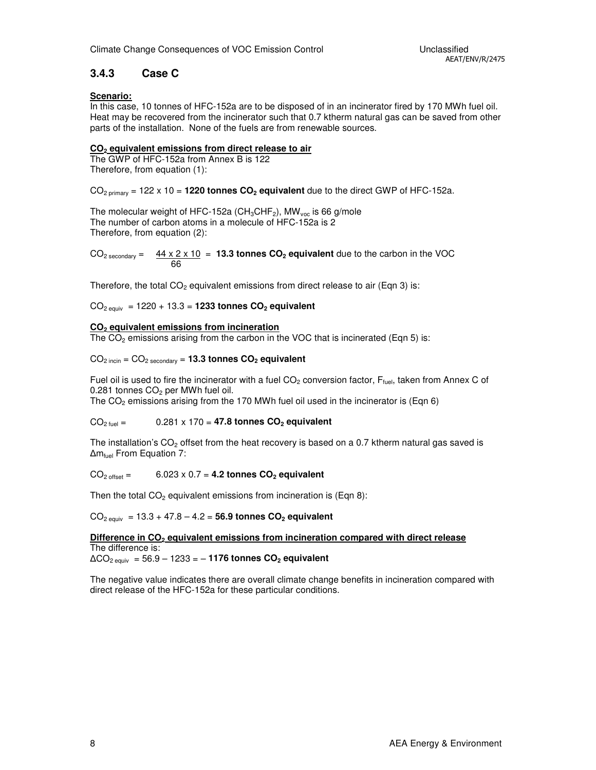### 3.4.3 Case C

**Scenario:**

In this case, 10 tonnes of HFC-152a are to be disposed of in an incinerator fired by 170 MWh fuel oil. Heat may be recovered from the incinerator such that 0.7 ktherm natural gas can be saved from other parts of the installation. None of the fuels are from renewable sources.

**$CO_2$ equivalent emissions from direct release to air**

The GWP of HFC-152a from Annex B is 122

Therefore, from equation (1):

$CO_{2\ primary}$ = 122 x 10 = **1220 tonnes $CO_2$ equivalent** due to the direct GWP of HFC-152a.

The molecular weight of HFC-152a ($CH_3CHF_2$), $MW_{voc}$ is 66 g/mole

The number of carbon atoms in a molecule of HFC-152a is 2

Therefore, from equation (2):

$CO_{2\ secondary} = \frac{44 \times 2 \times 10}{66}$ = **13.3 tonnes $CO_2$ equivalent** due to the carbon in the VOC

Therefore, the total $CO_2$ equivalent emissions from direct release to air (Eqn 3) is:

$CO_{2\ equiv}$ = 1220 + 13.3 = **1233 tonnes $CO_2$ equivalent**

**$CO_2$ equivalent emissions from incineration**

The $CO_2$ emissions arising from the carbon in the VOC that is incinerated (Eqn 5) is:

$CO_{2\ incin} = CO_{2\ secondary}$ = **13.3 tonnes $CO_2$ equivalent**

Fuel oil is used to fire the incinerator with a fuel $CO_2$ conversion factor, $F_{fuel}$, taken from Annex C of 0.281 tonnes $CO_2$ per MWh fuel oil.

The $CO_2$ emissions arising from the 170 MWh fuel oil used in the incinerator is (Eqn 6)

$CO_{2\ fuel}$ = 0.281 x 170 = **47.8 tonnes $CO_2$ equivalent**

The installation's $CO_2$ offset from the heat recovery is based on a 0.7 ktherm natural gas saved is $\Delta m_{fuel}$ From Equation 7:

$CO_{2\ offset}$ = 6.023 x 0.7 = **4.2 tonnes $CO_2$ equivalent**

Then the total $CO_2$ equivalent emissions from incineration is (Eqn 8):

$CO_{2\ equiv}$ = 13.3 + 47.8 – 4.2 = **56.9 tonnes $CO_2$ equivalent**

**Difference in $CO_2$ equivalent emissions from incineration compared with direct release**

The difference is:

$\Delta CO_{2\ equiv}$ = 56.9 – 1233 = – **1176 tonnes $CO_2$ equivalent**

The negative value indicates there are overall climate change benefits in incineration compared with direct release of the HFC-152a for these particular conditions.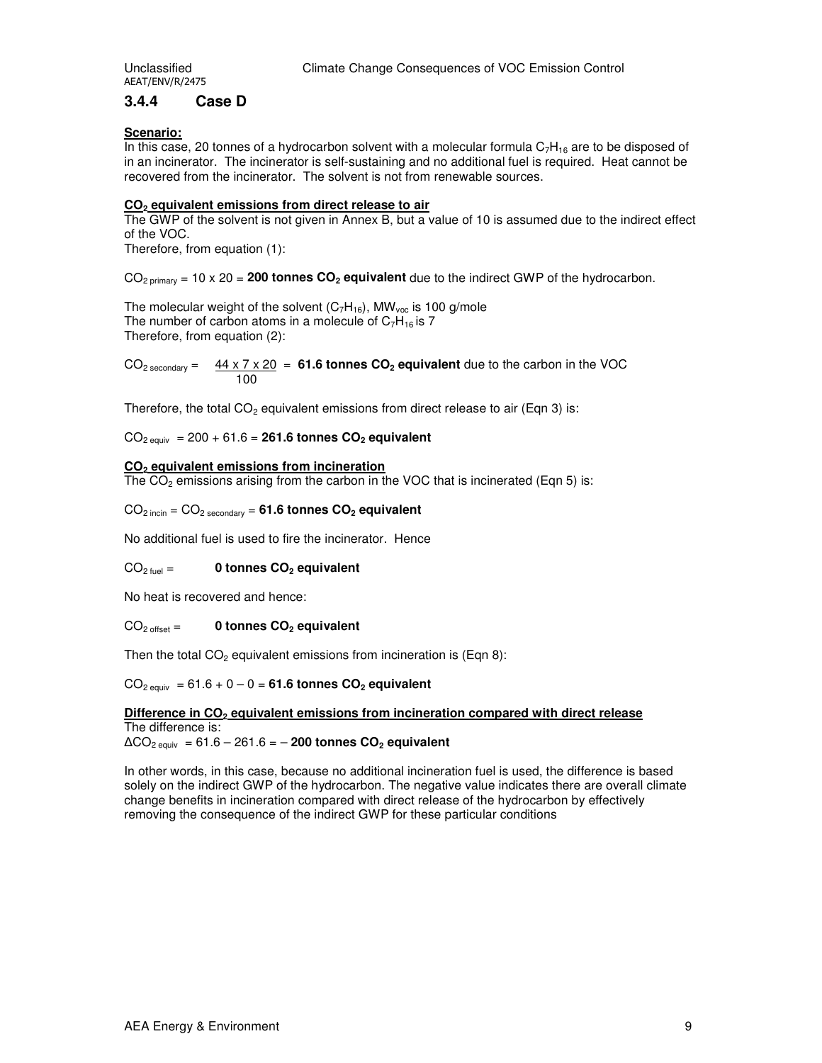### 3.4.4 Case D

**Scenario:**
In this case, 20 tonnes of a hydrocarbon solvent with a molecular formula $C_7H_{16}$ are to be disposed of in an incinerator. The incinerator is self-sustaining and no additional fuel is required. Heat cannot be recovered from the incinerator. The solvent is not from renewable sources.

**$CO_2$ equivalent emissions from direct release to air**
The GWP of the solvent is not given in Annex B, but a value of 10 is assumed due to the indirect effect of the VOC.
Therefore, from equation (1):

$CO_{2\ primary}$ = 10 x 20 = **200 tonnes $CO_2$ equivalent** due to the indirect GWP of the hydrocarbon.

The molecular weight of the solvent ($C_7H_{16}$), $MW_{voc}$ is 100 g/mole
The number of carbon atoms in a molecule of $C_7H_{16}$ is 7
Therefore, from equation (2):

$CO_{2\ secondary} = \dfrac{44 \times 7 \times 20}{100} =$ **61.6 tonnes $CO_2$ equivalent** due to the carbon in the VOC

Therefore, the total $CO_2$ equivalent emissions from direct release to air (Eqn 3) is:

$CO_{2\ equiv}$ = 200 + 61.6 = **261.6 tonnes $CO_2$ equivalent**

**$CO_2$ equivalent emissions from incineration**
The $CO_2$ emissions arising from the carbon in the VOC that is incinerated (Eqn 5) is:

$CO_{2\ incin} = CO_{2\ secondary}$ = **61.6 tonnes $CO_2$ equivalent**

No additional fuel is used to fire the incinerator. Hence

$CO_{2\ fuel}$ = **0 tonnes $CO_2$ equivalent**

No heat is recovered and hence:

$CO_{2\ offset}$ = **0 tonnes $CO_2$ equivalent**

Then the total $CO_2$ equivalent emissions from incineration is (Eqn 8):

$CO_{2\ equiv}$ = 61.6 + 0 – 0 = **61.6 tonnes $CO_2$ equivalent**

**Difference in $CO_2$ equivalent emissions from incineration compared with direct release**
The difference is:
$\Delta CO_{2\ equiv}$ = 61.6 – 261.6 = – **200 tonnes $CO_2$ equivalent**

In other words, in this case, because no additional incineration fuel is used, the difference is based solely on the indirect GWP of the hydrocarbon. The negative value indicates there are overall climate change benefits in incineration compared with direct release of the hydrocarbon by effectively removing the consequence of the indirect GWP for these particular conditions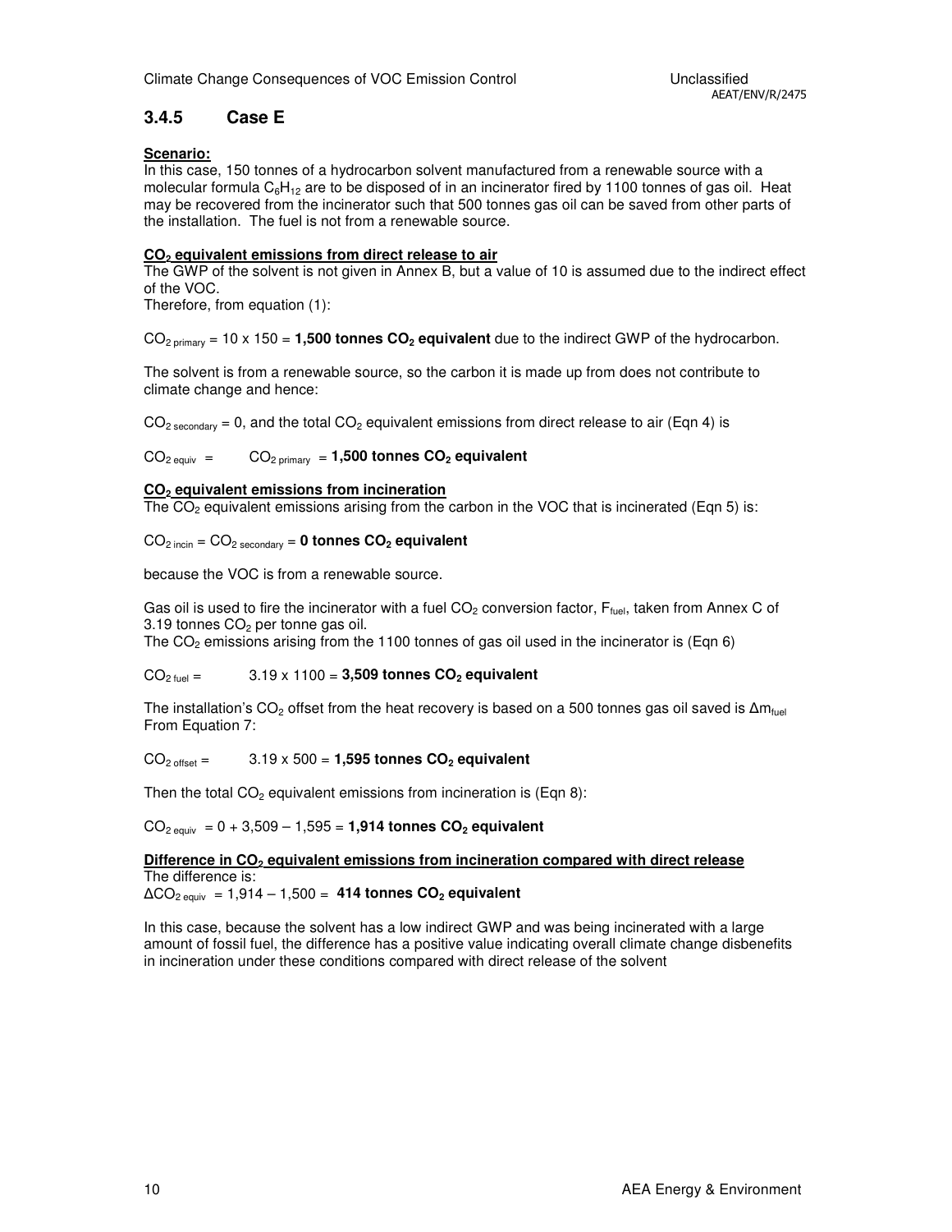### 3.4.5 Case E

**Scenario:**

In this case, 150 tonnes of a hydrocarbon solvent manufactured from a renewable source with a molecular formula $C_6H_{12}$ are to be disposed of in an incinerator fired by 1100 tonnes of gas oil. Heat may be recovered from the incinerator such that 500 tonnes gas oil can be saved from other parts of the installation. The fuel is not from a renewable source.

**$CO_2$ equivalent emissions from direct release to air**

The GWP of the solvent is not given in Annex B, but a value of 10 is assumed due to the indirect effect of the VOC.

Therefore, from equation (1):

$CO_{2\ primary}$ = 10 x 150 = **1,500 tonnes $CO_2$ equivalent** due to the indirect GWP of the hydrocarbon.

The solvent is from a renewable source, so the carbon it is made up from does not contribute to climate change and hence:

$CO_{2\ secondary}$ = 0, and the total $CO_2$ equivalent emissions from direct release to air (Eqn 4) is

$CO_{2\ equiv}$ = $CO_{2\ primary}$ = **1,500 tonnes $CO_2$ equivalent**

**$CO_2$ equivalent emissions from incineration**

The $CO_2$ equivalent emissions arising from the carbon in the VOC that is incinerated (Eqn 5) is:

$CO_{2\ incin}$ = $CO_{2\ secondary}$ = **0 tonnes $CO_2$ equivalent**

because the VOC is from a renewable source.

Gas oil is used to fire the incinerator with a fuel $CO_2$ conversion factor, $F_{fuel}$, taken from Annex C of 3.19 tonnes $CO_2$ per tonne gas oil.

The $CO_2$ emissions arising from the 1100 tonnes of gas oil used in the incinerator is (Eqn 6)

$CO_{2\ fuel}$ = 3.19 x 1100 = **3,509 tonnes $CO_2$ equivalent**

The installation's $CO_2$ offset from the heat recovery is based on a 500 tonnes gas oil saved is $\Delta m_{fuel}$ From Equation 7:

$CO_{2\ offset}$ = 3.19 x 500 = **1,595 tonnes $CO_2$ equivalent**

Then the total $CO_2$ equivalent emissions from incineration is (Eqn 8):

$CO_{2\ equiv}$ = 0 + 3,509 – 1,595 = **1,914 tonnes $CO_2$ equivalent**

**Difference in $CO_2$ equivalent emissions from incineration compared with direct release**

The difference is:

$\Delta CO_{2\ equiv}$ = 1,914 – 1,500 = **414 tonnes $CO_2$ equivalent**

In this case, because the solvent has a low indirect GWP and was being incinerated with a large amount of fossil fuel, the difference has a positive value indicating overall climate change disbenefits in incineration under these conditions compared with direct release of the solvent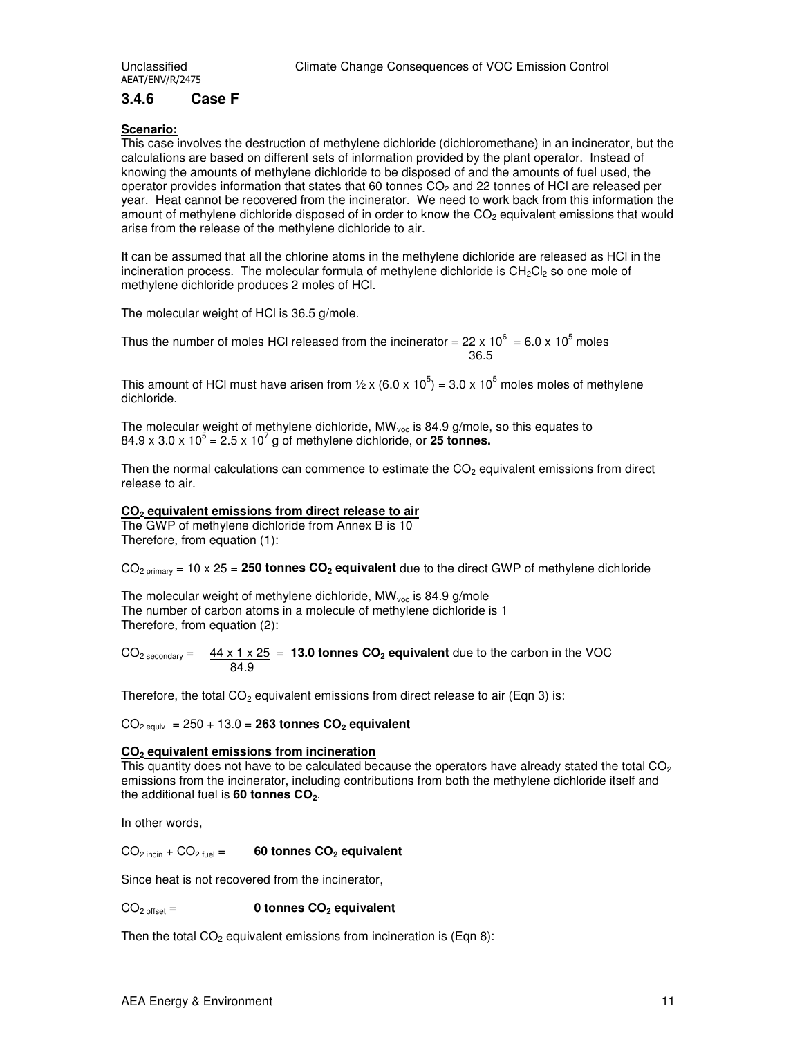### 3.4.6 Case F

**Scenario:**

This case involves the destruction of methylene dichloride (dichloromethane) in an incinerator, but the calculations are based on different sets of information provided by the plant operator. Instead of knowing the amounts of methylene dichloride to be disposed of and the amounts of fuel used, the operator provides information that states that 60 tonnes $CO_2$ and 22 tonnes of HCl are released per year. Heat cannot be recovered from the incinerator. We need to work back from this information the amount of methylene dichloride disposed of in order to know the $CO_2$ equivalent emissions that would arise from the release of the methylene dichloride to air.

It can be assumed that all the chlorine atoms in the methylene dichloride are released as HCl in the incineration process. The molecular formula of methylene dichloride is $CH_2Cl_2$ so one mole of methylene dichloride produces 2 moles of HCl.

The molecular weight of HCl is 36.5 g/mole.

Thus the number of moles HCl released from the incinerator = $\frac{22 \times 10^6}{36.5} = 6.0 \times 10^5$ moles

This amount of HCl must have arisen from ½ x $(6.0 \times 10^5) = 3.0 \times 10^5$ moles moles of methylene dichloride.

The molecular weight of methylene dichloride, $MW_{voc}$ is 84.9 g/mole, so this equates to $84.9 \times 3.0 \times 10^5 = 2.5 \times 10^7$ g of methylene dichloride, or **25 tonnes.**

Then the normal calculations can commence to estimate the $CO_2$ equivalent emissions from direct release to air.

**$CO_2$ equivalent emissions from direct release to air**

The GWP of methylene dichloride from Annex B is 10

Therefore, from equation (1):

$CO_{2\ primary}$ = 10 x 25 = **250 tonnes $CO_2$ equivalent** due to the direct GWP of methylene dichloride

The molecular weight of methylene dichloride, $MW_{voc}$ is 84.9 g/mole

The number of carbon atoms in a molecule of methylene dichloride is 1

Therefore, from equation (2):

$CO_{2\ secondary} = \frac{44 \times 1 \times 25}{84.9}$ = **13.0 tonnes $CO_2$ equivalent** due to the carbon in the VOC

Therefore, the total $CO_2$ equivalent emissions from direct release to air (Eqn 3) is:

$CO_{2\ equiv}$ = 250 + 13.0 = **263 tonnes $CO_2$ equivalent**

**$CO_2$ equivalent emissions from incineration**

This quantity does not have to be calculated because the operators have already stated the total $CO_2$ emissions from the incinerator, including contributions from both the methylene dichloride itself and the additional fuel is **60 tonnes $CO_2$**.

In other words,

$CO_{2\ incin} + CO_{2\ fuel}$ = **60 tonnes $CO_2$ equivalent**

Since heat is not recovered from the incinerator,

$CO_{2\ offset}$ = **0 tonnes $CO_2$ equivalent**

Then the total $CO_2$ equivalent emissions from incineration is (Eqn 8):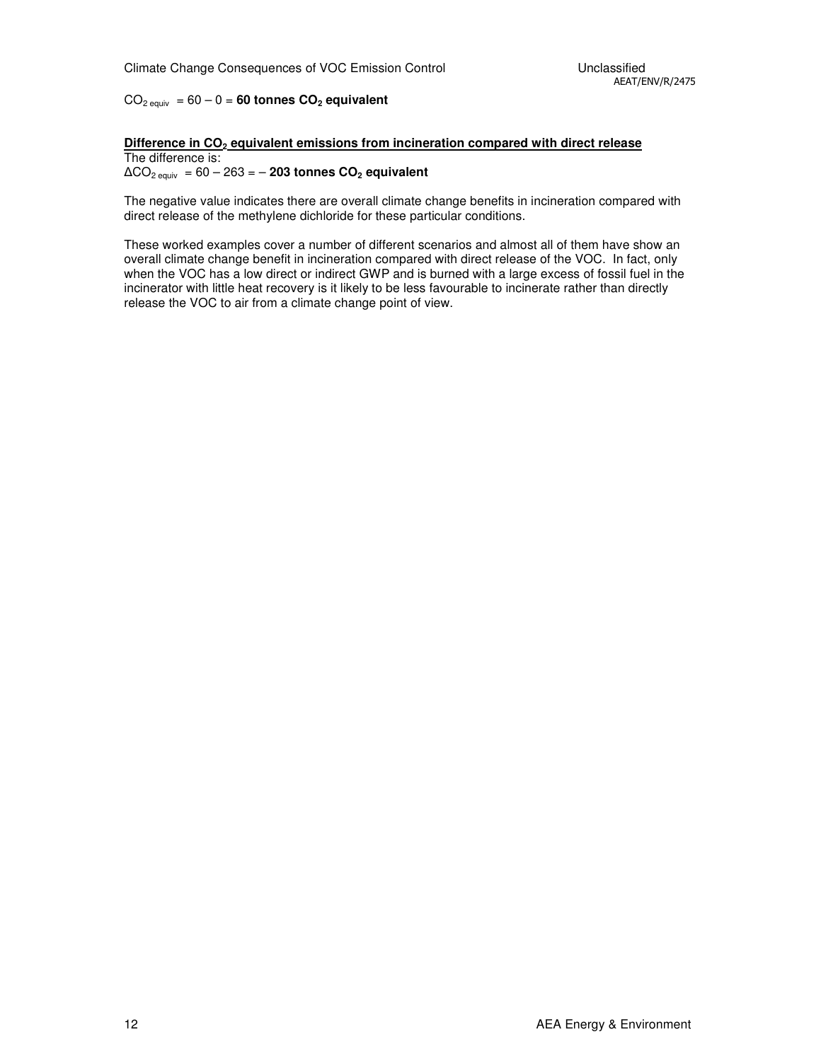$CO_{2\ equiv}$ = 60 – 0 = **60 tonnes $CO_2$ equivalent**

**Difference in $CO_2$ equivalent emissions from incineration compared with direct release**

The difference is:

$\Delta CO_{2\ equiv}$ = 60 – 263 = – **203 tonnes $CO_2$ equivalent**

The negative value indicates there are overall climate change benefits in incineration compared with direct release of the methylene dichloride for these particular conditions.

These worked examples cover a number of different scenarios and almost all of them have show an overall climate change benefit in incineration compared with direct release of the VOC. In fact, only when the VOC has a low direct or indirect GWP and is burned with a large excess of fossil fuel in the incinerator with little heat recovery is it likely to be less favourable to incinerate rather than directly release the VOC to air from a climate change point of view.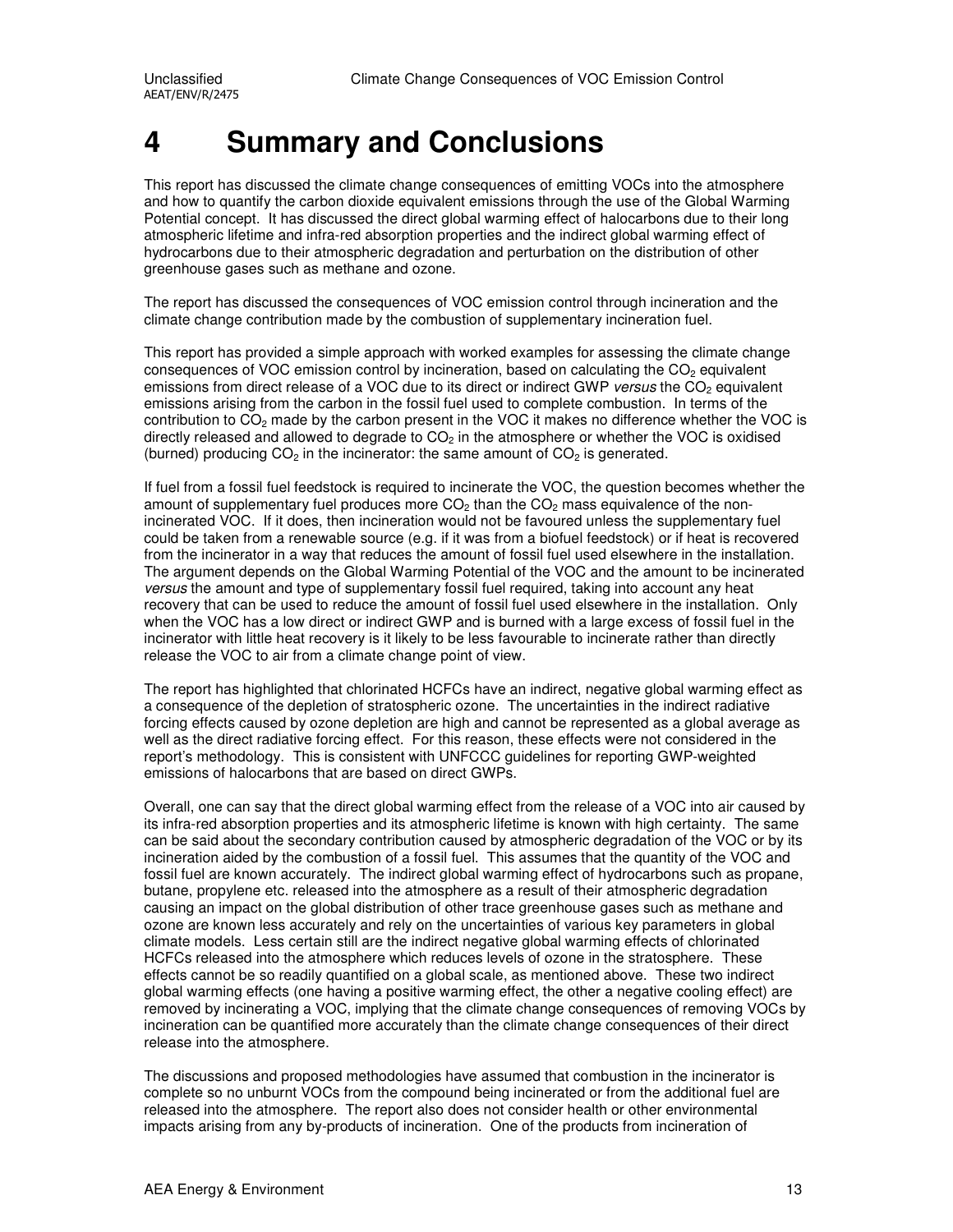# 4 Summary and Conclusions

This report has discussed the climate change consequences of emitting VOCs into the atmosphere and how to quantify the carbon dioxide equivalent emissions through the use of the Global Warming Potential concept. It has discussed the direct global warming effect of halocarbons due to their long atmospheric lifetime and infra-red absorption properties and the indirect global warming effect of hydrocarbons due to their atmospheric degradation and perturbation on the distribution of other greenhouse gases such as methane and ozone.

The report has discussed the consequences of VOC emission control through incineration and the climate change contribution made by the combustion of supplementary incineration fuel.

This report has provided a simple approach with worked examples for assessing the climate change consequences of VOC emission control by incineration, based on calculating the $CO_2$ equivalent emissions from direct release of a VOC due to its direct or indirect GWP *versus* the $CO_2$ equivalent emissions arising from the carbon in the fossil fuel used to complete combustion. In terms of the contribution to $CO_2$ made by the carbon present in the VOC it makes no difference whether the VOC is directly released and allowed to degrade to $CO_2$ in the atmosphere or whether the VOC is oxidised (burned) producing $CO_2$ in the incinerator: the same amount of $CO_2$ is generated.

If fuel from a fossil fuel feedstock is required to incinerate the VOC, the question becomes whether the amount of supplementary fuel produces more $CO_2$ than the $CO_2$ mass equivalence of the non-incinerated VOC. If it does, then incineration would not be favoured unless the supplementary fuel could be taken from a renewable source (e.g. if it was from a biofuel feedstock) or if heat is recovered from the incinerator in a way that reduces the amount of fossil fuel used elsewhere in the installation. The argument depends on the Global Warming Potential of the VOC and the amount to be incinerated *versus* the amount and type of supplementary fossil fuel required, taking into account any heat recovery that can be used to reduce the amount of fossil fuel used elsewhere in the installation. Only when the VOC has a low direct or indirect GWP and is burned with a large excess of fossil fuel in the incinerator with little heat recovery is it likely to be less favourable to incinerate rather than directly release the VOC to air from a climate change point of view.

The report has highlighted that chlorinated HCFCs have an indirect, negative global warming effect as a consequence of the depletion of stratospheric ozone. The uncertainties in the indirect radiative forcing effects caused by ozone depletion are high and cannot be represented as a global average as well as the direct radiative forcing effect. For this reason, these effects were not considered in the report's methodology. This is consistent with UNFCCC guidelines for reporting GWP-weighted emissions of halocarbons that are based on direct GWPs.

Overall, one can say that the direct global warming effect from the release of a VOC into air caused by its infra-red absorption properties and its atmospheric lifetime is known with high certainty. The same can be said about the secondary contribution caused by atmospheric degradation of the VOC or by its incineration aided by the combustion of a fossil fuel. This assumes that the quantity of the VOC and fossil fuel are known accurately. The indirect global warming effect of hydrocarbons such as propane, butane, propylene etc. released into the atmosphere as a result of their atmospheric degradation causing an impact on the global distribution of other trace greenhouse gases such as methane and ozone are known less accurately and rely on the uncertainties of various key parameters in global climate models. Less certain still are the indirect negative global warming effects of chlorinated HCFCs released into the atmosphere which reduces levels of ozone in the stratosphere. These effects cannot be so readily quantified on a global scale, as mentioned above. These two indirect global warming effects (one having a positive warming effect, the other a negative cooling effect) are removed by incinerating a VOC, implying that the climate change consequences of removing VOCs by incineration can be quantified more accurately than the climate change consequences of their direct release into the atmosphere.

The discussions and proposed methodologies have assumed that combustion in the incinerator is complete so no unburnt VOCs from the compound being incinerated or from the additional fuel are released into the atmosphere. The report also does not consider health or other environmental impacts arising from any by-products of incineration. One of the products from incineration of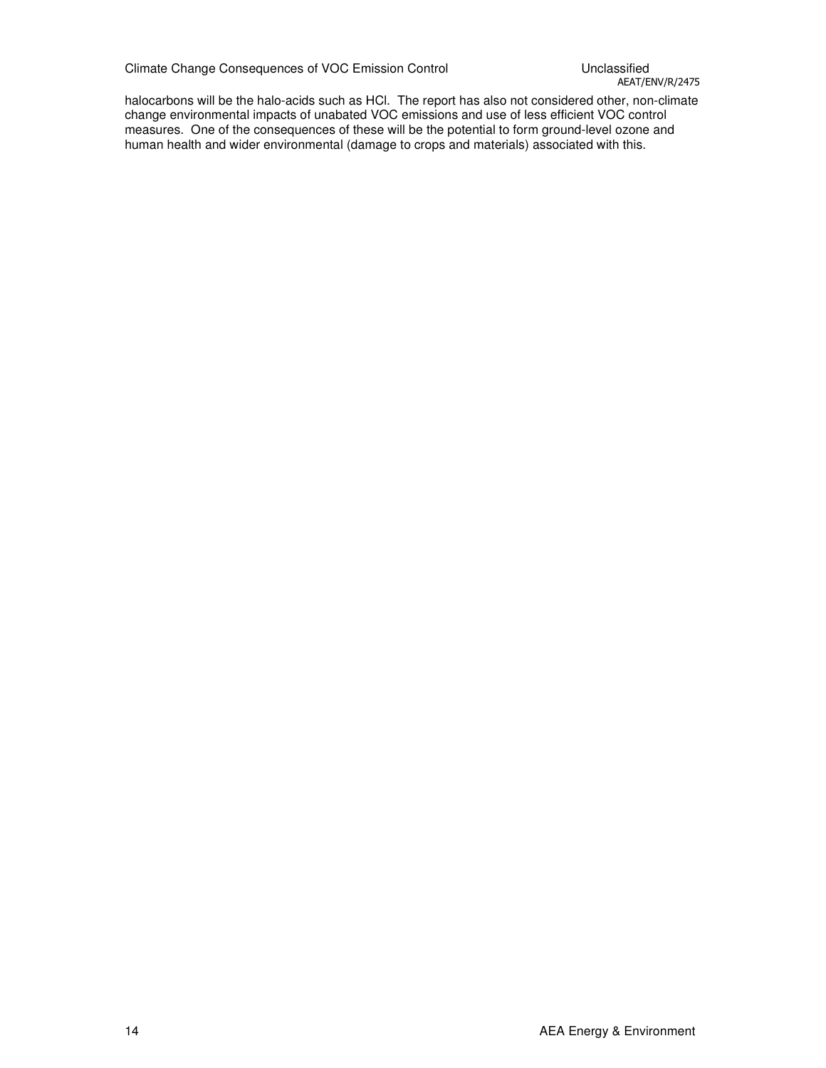halocarbons will be the halo-acids such as HCl. The report has also not considered other, non-climate change environmental impacts of unabated VOC emissions and use of less efficient VOC control measures. One of the consequences of these will be the potential to form ground-level ozone and human health and wider environmental (damage to crops and materials) associated with this.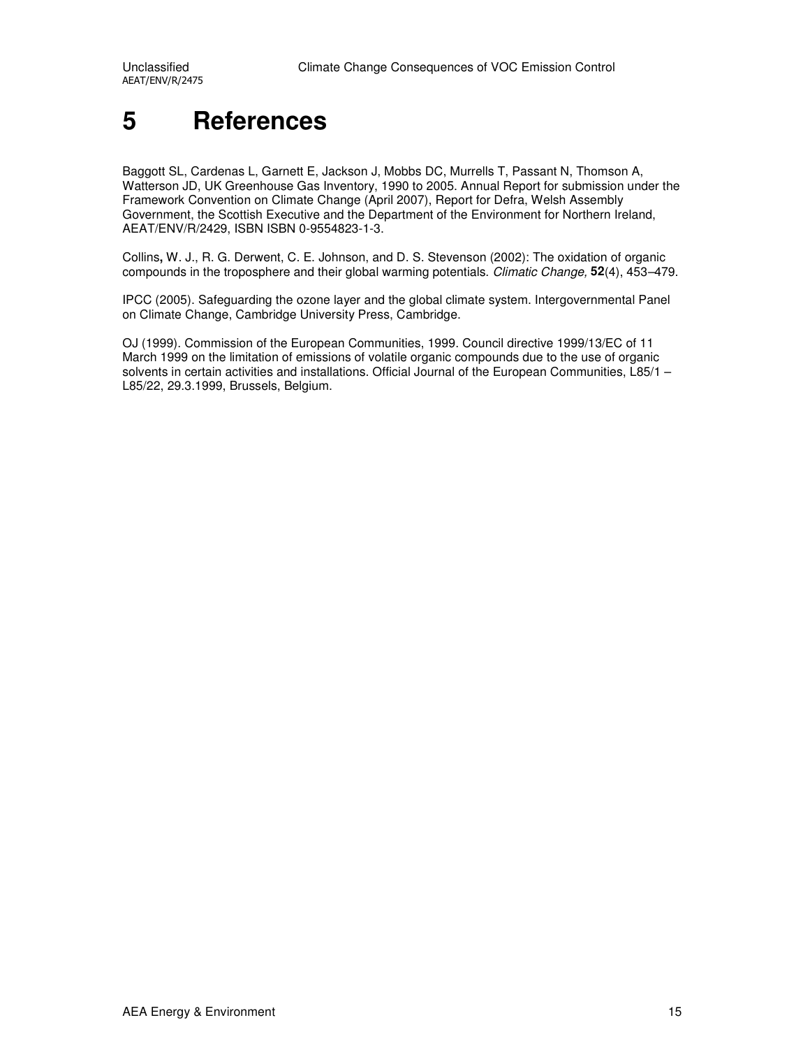# 5 References

Baggott SL, Cardenas L, Garnett E, Jackson J, Mobbs DC, Murrells T, Passant N, Thomson A, Watterson JD, UK Greenhouse Gas Inventory, 1990 to 2005. Annual Report for submission under the Framework Convention on Climate Change (April 2007), Report for Defra, Welsh Assembly Government, the Scottish Executive and the Department of the Environment for Northern Ireland, AEAT/ENV/R/2429, ISBN ISBN 0-9554823-1-3.

Collins**,** W. J., R. G. Derwent, C. E. Johnson, and D. S. Stevenson (2002): The oxidation of organic compounds in the troposphere and their global warming potentials. *Climatic Change,* **52**(4), 453–479.

IPCC (2005). Safeguarding the ozone layer and the global climate system. Intergovernmental Panel on Climate Change, Cambridge University Press, Cambridge.

OJ (1999). Commission of the European Communities, 1999. Council directive 1999/13/EC of 11 March 1999 on the limitation of emissions of volatile organic compounds due to the use of organic solvents in certain activities and installations. Official Journal of the European Communities, L85/1 – L85/22, 29.3.1999, Brussels, Belgium.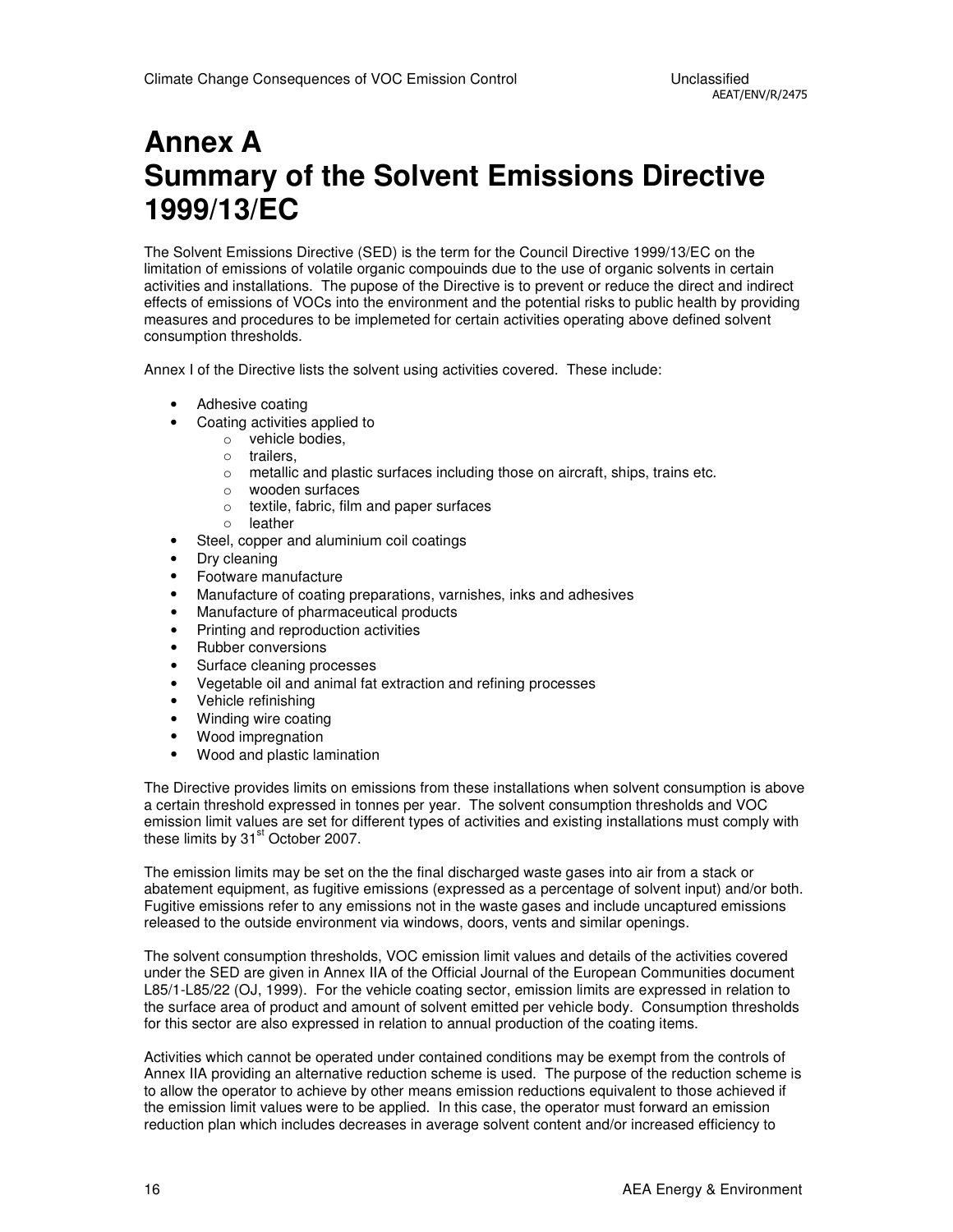// Annex A
# Summary of the Solvent Emissions Directive 1999/13/EC

The Solvent Emissions Directive (SED) is the term for the Council Directive 1999/13/EC on the limitation of emissions of volatile organic compouinds due to the use of organic solvents in certain activities and installations. The pupose of the Directive is to prevent or reduce the direct and indirect effects of emissions of VOCs into the environment and the potential risks to public health by providing measures and procedures to be implemeted for certain activities operating above defined solvent consumption thresholds.

Annex I of the Directive lists the solvent using activities covered. These include:

- Adhesive coating
- Coating activities applied to
  - vehicle bodies,
  - trailers,
  - metallic and plastic surfaces including those on aircraft, ships, trains etc.
  - wooden surfaces
  - textile, fabric, film and paper surfaces
  - leather
- Steel, copper and aluminium coil coatings
- Dry cleaning
- Footware manufacture
- Manufacture of coating preparations, varnishes, inks and adhesives
- Manufacture of pharmaceutical products
- Printing and reproduction activities
- Rubber conversions
- Surface cleaning processes
- Vegetable oil and animal fat extraction and refining processes
- Vehicle refinishing
- Winding wire coating
- Wood impregnation
- Wood and plastic lamination

The Directive provides limits on emissions from these installations when solvent consumption is above a certain threshold expressed in tonnes per year. The solvent consumption thresholds and VOC emission limit values are set for different types of activities and existing installations must comply with these limits by 31st October 2007.

The emission limits may be set on the the final discharged waste gases into air from a stack or abatement equipment, as fugitive emissions (expressed as a percentage of solvent input) and/or both. Fugitive emissions refer to any emissions not in the waste gases and include uncaptured emissions released to the outside environment via windows, doors, vents and similar openings.

The solvent consumption thresholds, VOC emission limit values and details of the activities covered under the SED are given in Annex IIA of the Official Journal of the European Communities document L85/1-L85/22 (OJ, 1999). For the vehicle coating sector, emission limits are expressed in relation to the surface area of product and amount of solvent emitted per vehicle body. Consumption thresholds for this sector are also expressed in relation to annual production of the coating items.

Activities which cannot be operated under contained conditions may be exempt from the controls of Annex IIA providing an alternative reduction scheme is used. The purpose of the reduction scheme is to allow the operator to achieve by other means emission reductions equivalent to those achieved if the emission limit values were to be applied. In this case, the operator must forward an emission reduction plan which includes decreases in average solvent content and/or increased efficiency to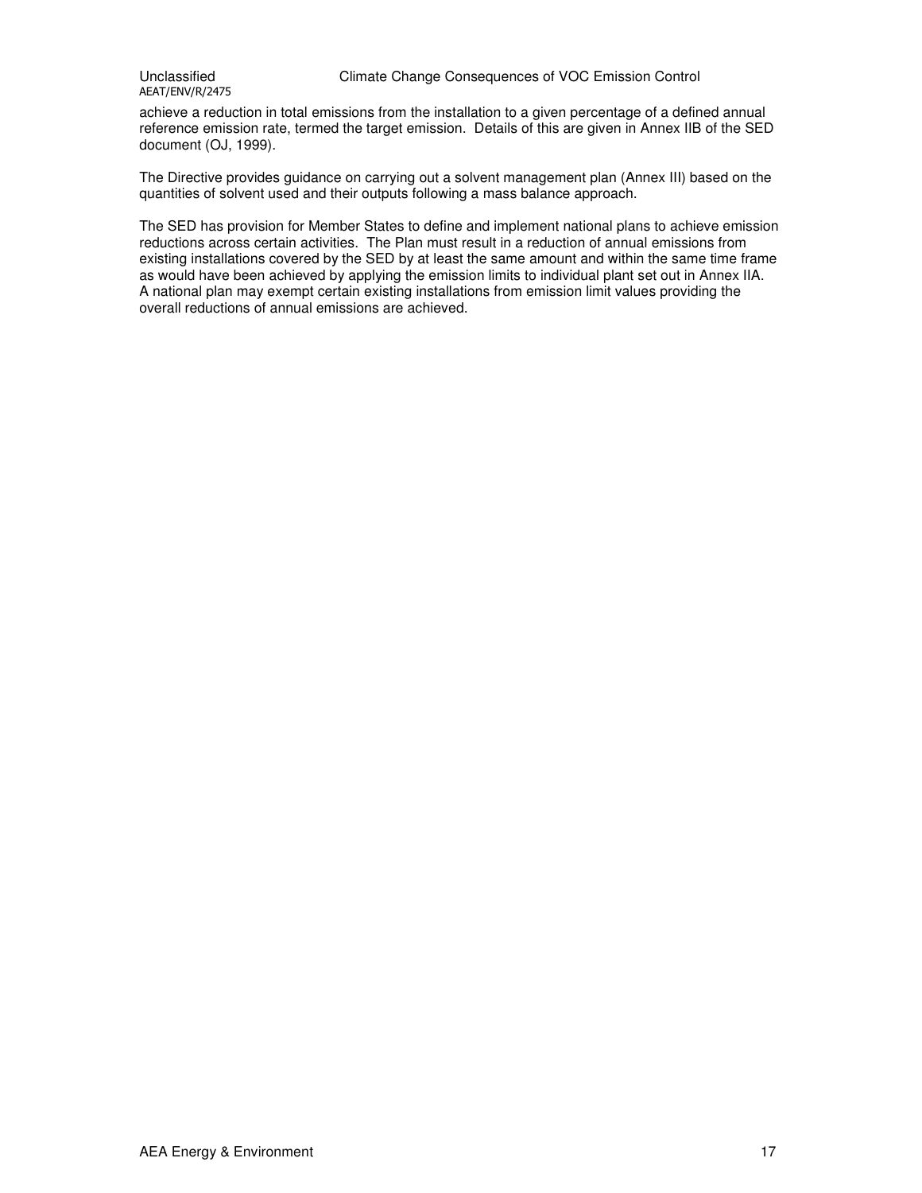achieve a reduction in total emissions from the installation to a given percentage of a defined annual reference emission rate, termed the target emission. Details of this are given in Annex IIB of the SED document (OJ, 1999).

The Directive provides guidance on carrying out a solvent management plan (Annex III) based on the quantities of solvent used and their outputs following a mass balance approach.

The SED has provision for Member States to define and implement national plans to achieve emission reductions across certain activities. The Plan must result in a reduction of annual emissions from existing installations covered by the SED by at least the same amount and within the same time frame as would have been achieved by applying the emission limits to individual plant set out in Annex IIA. A national plan may exempt certain existing installations from emission limit values providing the overall reductions of annual emissions are achieved.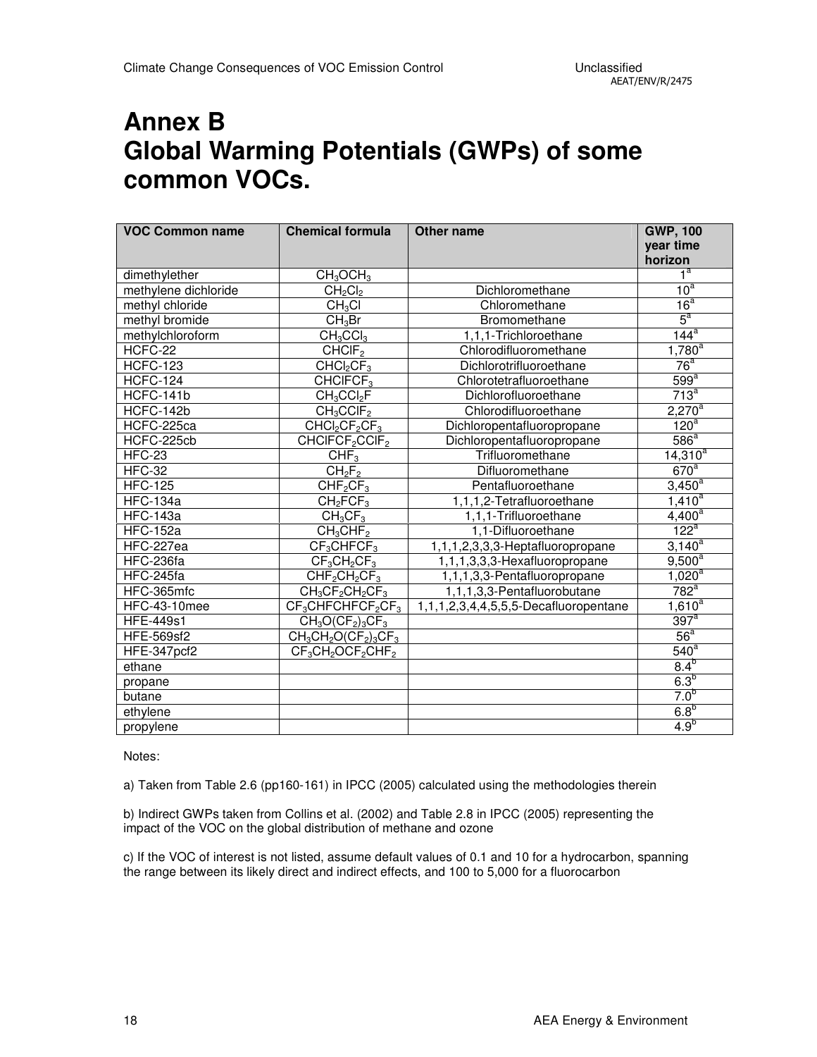# Annex B
# Global Warming Potentials (GWPs) of some common VOCs.

| VOC Common name | Chemical formula | Other name | GWP, 100 year time horizon |
|---|---|---|---|
| dimethylether | $CH_3OCH_3$ | | 1[a] |
| methylene dichloride | $CH_2Cl_2$ | Dichloromethane | 10[a] |
| methyl chloride | $CH_3Cl$ | Chloromethane | 16[a] |
| methyl bromide | $CH_3Br$ | Bromomethane | 5[a] |
| methylchloroform | $CH_3CCl_3$ | 1,1,1-Trichloroethane | 144[a] |
| HCFC-22 | $CHClF_2$ | Chlorodifluoromethane | 1,780[a] |
| HCFC-123 | $CHCl_2CF_3$ | Dichlorotrifluoroethane | 76[a] |
| HCFC-124 | $CHClFCF_3$ | Chlorotetrafluoroethane | 599[a] |
| HCFC-141b | $CH_3CCl_2F$ | Dichlorofluoroethane | 713[a] |
| HCFC-142b | $CH_3CClF_2$ | Chlorodifluoroethane | 2,270[a] |
| HCFC-225ca | $CHCl_2CF_2CF_3$ | Dichloropentafluoropropane | 120[a] |
| HCFC-225cb | $CHClFCF_2CClF_2$ | Dichloropentafluoropropane | 586[a] |
| HFC-23 | $CHF_3$ | Trifluoromethane | 14,310[a] |
| HFC-32 | $CH_2F_2$ | Difluoromethane | 670[a] |
| HFC-125 | $CHF_2CF_3$ | Pentafluoroethane | 3,450[a] |
| HFC-134a | $CH_2FCF_3$ | 1,1,1,2-Tetrafluoroethane | 1,410[a] |
| HFC-143a | $CH_3CF_3$ | 1,1,1-Trifluoroethane | 4,400[a] |
| HFC-152a | $CH_3CHF_2$ | 1,1-Difluoroethane | 122[a] |
| HFC-227ea | $CF_3CHFCF_3$ | 1,1,1,2,3,3,3-Heptafluoropropane | 3,140[a] |
| HFC-236fa | $CF_3CH_2CF_3$ | 1,1,1,3,3,3-Hexafluoropropane | 9,500[a] |
| HFC-245fa | $CHF_2CH_2CF_3$ | 1,1,1,3,3-Pentafluoropropane | 1,020[a] |
| HFC-365mfc | $CH_3CF_2CH_2CF_3$ | 1,1,1,3,3-Pentafluorobutane | 782[a] |
| HFC-43-10mee | $CF_3CHFCHFCF_2CF_3$ | 1,1,1,2,3,4,4,5,5,5-Decafluoropentane | 1,610[a] |
| HFE-449s1 | $CH_3O(CF_2)_3CF_3$ | | 397[a] |
| HFE-569sf2 | $CH_3CH_2O(CF_2)_3CF_3$ | | 56[a] |
| HFE-347pcf2 | $CF_3CH_2OCF_2CHF_2$ | | 540[a] |
| ethane | | | 8.4[b] |
| propane | | | 6.3[b] |
| butane | | | 7.0[b] |
| ethylene | | | 6.8[b] |
| propylene | | | 4.9[b] |

Notes:

a) Taken from Table 2.6 (pp160-161) in IPCC (2005) calculated using the methodologies therein

b) Indirect GWPs taken from Collins et al. (2002) and Table 2.8 in IPCC (2005) representing the impact of the VOC on the global distribution of methane and ozone

c) If the VOC of interest is not listed, assume default values of 0.1 and 10 for a hydrocarbon, spanning the range between its likely direct and indirect effects, and 100 to 5,000 for a fluorocarbon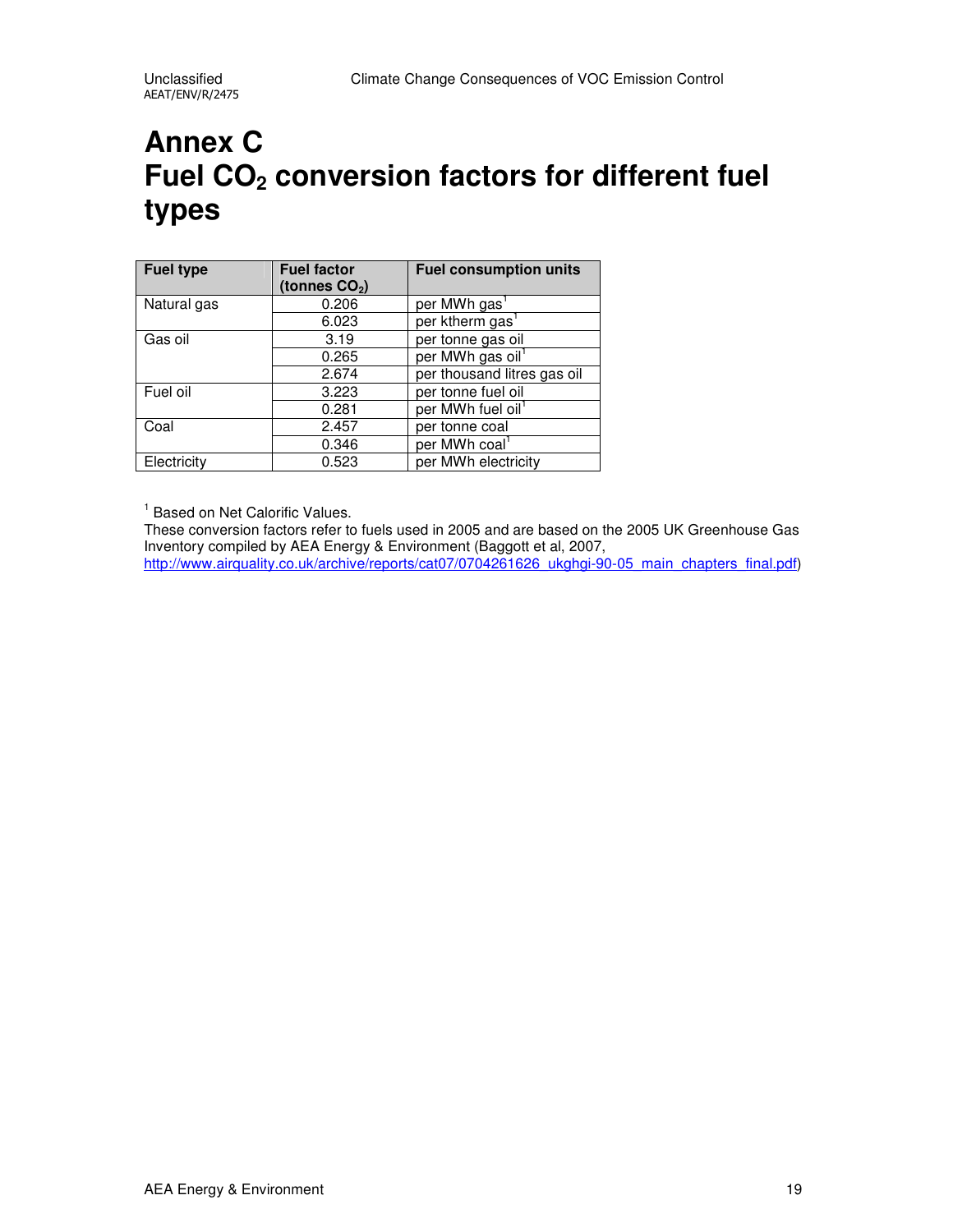# Annex C
# Fuel $CO_2$ conversion factors for different fuel types

| Fuel type | Fuel factor (tonnes $CO_2$) | Fuel consumption units |
|---|---|---|
| Natural gas | 0.206 | per MWh gas[1] |
| | 6.023 | per ktherm gas[1] |
| Gas oil | 3.19 | per tonne gas oil |
| | 0.265 | per MWh gas oil[1] |
| | 2.674 | per thousand litres gas oil |
| Fuel oil | 3.223 | per tonne fuel oil |
| | 0.281 | per MWh fuel oil[1] |
| Coal | 2.457 | per tonne coal |
| | 0.346 | per MWh coal[1] |
| Electricity | 0.523 | per MWh electricity |

[1] Based on Net Calorific Values.

These conversion factors refer to fuels used in 2005 and are based on the 2005 UK Greenhouse Gas Inventory compiled by AEA Energy & Environment (Baggott et al, 2007, http://www.airquality.co.uk/archive/reports/cat07/0704261626_ukghgi-90-05_main_chapters_final.pdf)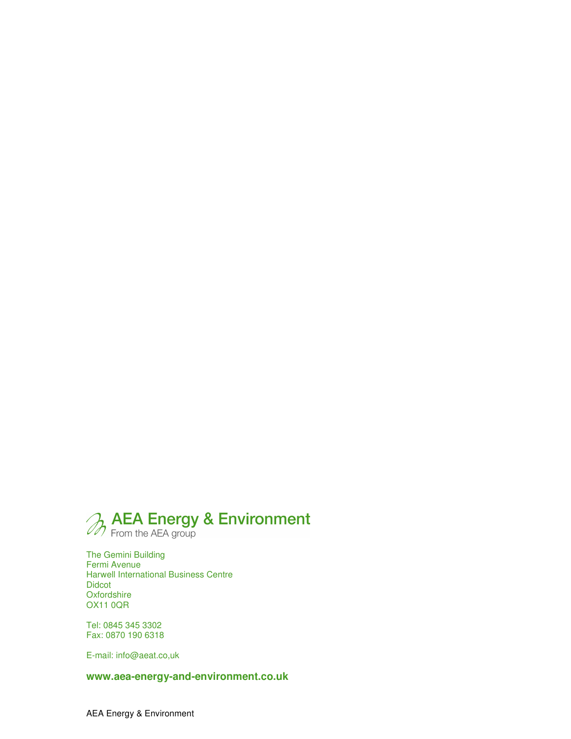**AEA Energy & Environment**
From the AEA group

The Gemini Building
Fermi Avenue
Harwell International Business Centre
Didcot
Oxfordshire
OX11 0QR

Tel: 0845 345 3302
Fax: 0870 190 6318

E-mail: info@aeat.co,uk

**www.aea-energy-and-environment.co.uk**